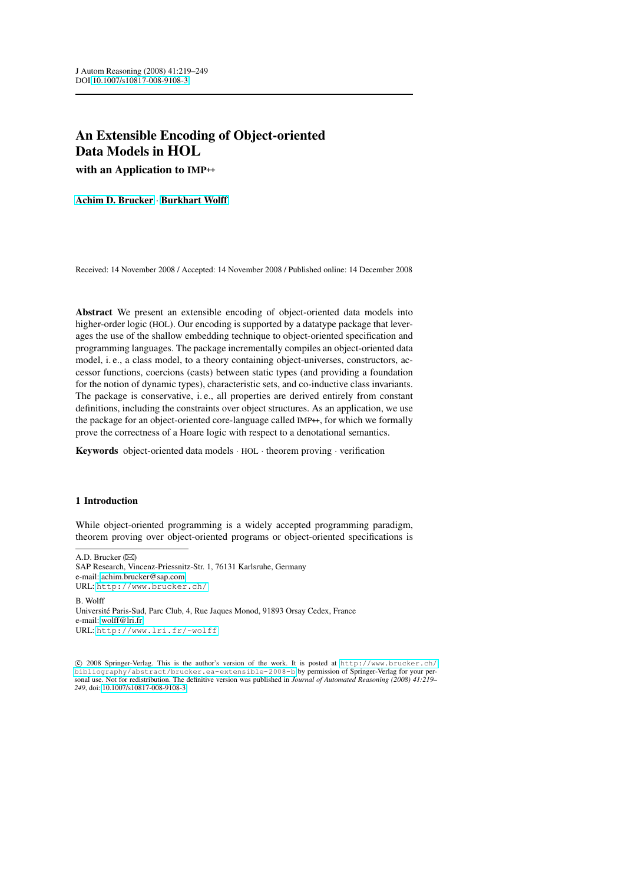J Autom Reasoning (2008) 41:219–249
DOI 10.1007/s10817-008-9108-3

# An Extensible Encoding of Object-oriented Data Models in HOL

## with an Application to IMP++

**Achim D. Brucker** · **Burkhart Wolff**

Received: 14 November 2008 / Accepted: 14 November 2008 / Published online: 14 December 2008

**Abstract** We present an extensible encoding of object-oriented data models into higher-order logic (HOL). Our encoding is supported by a datatype package that leverages the use of the shallow embedding technique to object-oriented specification and programming languages. The package incrementally compiles an object-oriented data model, i. e., a class model, to a theory containing object-universes, constructors, accessor functions, coercions (casts) between static types (and providing a foundation for the notion of dynamic types), characteristic sets, and co-inductive class invariants. The package is conservative, i. e., all properties are derived entirely from constant definitions, including the constraints over object structures. As an application, we use the package for an object-oriented core-language called IMP++, for which we formally prove the correctness of a Hoare logic with respect to a denotational semantics.

**Keywords** object-oriented data models · HOL · theorem proving · verification

## 1 Introduction

While object-oriented programming is a widely accepted programming paradigm, theorem proving over object-oriented programs or object-oriented specifications is

---

A.D. Brucker (✉)
SAP Research, Vincenz-Priessnitz-Str. 1, 76131 Karlsruhe, Germany
e-mail: achim.brucker@sap.com
URL: http://www.brucker.ch/

B. Wolff
Université Paris-Sud, Parc Club, 4, Rue Jaques Monod, 91893 Orsay Cedex, France
e-mail: wolff@lri.fr
URL: http://www.lri.fr/~wolff

© 2008 Springer-Verlag. This is the author's version of the work. It is posted at http://www.brucker.ch/bibliography/abstract/brucker.ea-extensible-2008-b by permission of Springer-Verlag for your personal use. Not for redistribution. The definitive version was published in *Journal of Automated Reasoning (2008) 41:219–249*, doi: 10.1007/s10817-008-9108-3.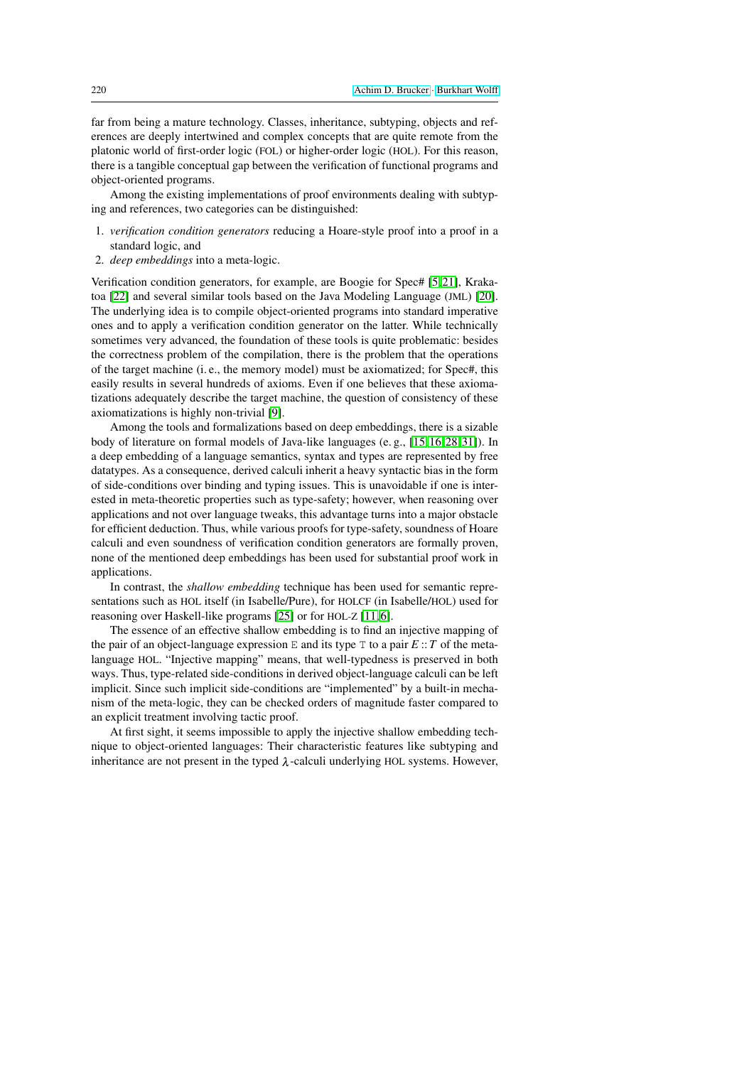far from being a mature technology. Classes, inheritance, subtyping, objects and references are deeply intertwined and complex concepts that are quite remote from the platonic world of first-order logic (FOL) or higher-order logic (HOL). For this reason, there is a tangible conceptual gap between the verification of functional programs and object-oriented programs.

Among the existing implementations of proof environments dealing with subtyping and references, two categories can be distinguished:

1. *verification condition generators* reducing a Hoare-style proof into a proof in a standard logic, and
2. *deep embeddings* into a meta-logic.

Verification condition generators, for example, are Boogie for Spec# [5,21], Krakatoa [22] and several similar tools based on the Java Modeling Language (JML) [20]. The underlying idea is to compile object-oriented programs into standard imperative ones and to apply a verification condition generator on the latter. While technically sometimes very advanced, the foundation of these tools is quite problematic: besides the correctness problem of the compilation, there is the problem that the operations of the target machine (i. e., the memory model) must be axiomatized; for Spec#, this easily results in several hundreds of axioms. Even if one believes that these axiomatizations adequately describe the target machine, the question of consistency of these axiomatizations is highly non-trivial [9].

Among the tools and formalizations based on deep embeddings, there is a sizable body of literature on formal models of Java-like languages (e. g., [15,16,28,31]). In a deep embedding of a language semantics, syntax and types are represented by free datatypes. As a consequence, derived calculi inherit a heavy syntactic bias in the form of side-conditions over binding and typing issues. This is unavoidable if one is interested in meta-theoretic properties such as type-safety; however, when reasoning over applications and not over language tweaks, this advantage turns into a major obstacle for efficient deduction. Thus, while various proofs for type-safety, soundness of Hoare calculi and even soundness of verification condition generators are formally proven, none of the mentioned deep embeddings has been used for substantial proof work in applications.

In contrast, the *shallow embedding* technique has been used for semantic representations such as HOL itself (in Isabelle/Pure), for HOLCF (in Isabelle/HOL) used for reasoning over Haskell-like programs [25] or for HOL-Z [11,6].

The essence of an effective shallow embedding is to find an injective mapping of the pair of an object-language expression `E` and its type `T` to a pair $E :: T$ of the meta-language HOL. "Injective mapping" means, that well-typedness is preserved in both ways. Thus, type-related side-conditions in derived object-language calculi can be left implicit. Since such implicit side-conditions are "implemented" by a built-in mechanism of the meta-logic, they can be checked orders of magnitude faster compared to an explicit treatment involving tactic proof.

At first sight, it seems impossible to apply the injective shallow embedding technique to object-oriented languages: Their characteristic features like subtyping and inheritance are not present in the typed $\lambda$-calculi underlying HOL systems. However,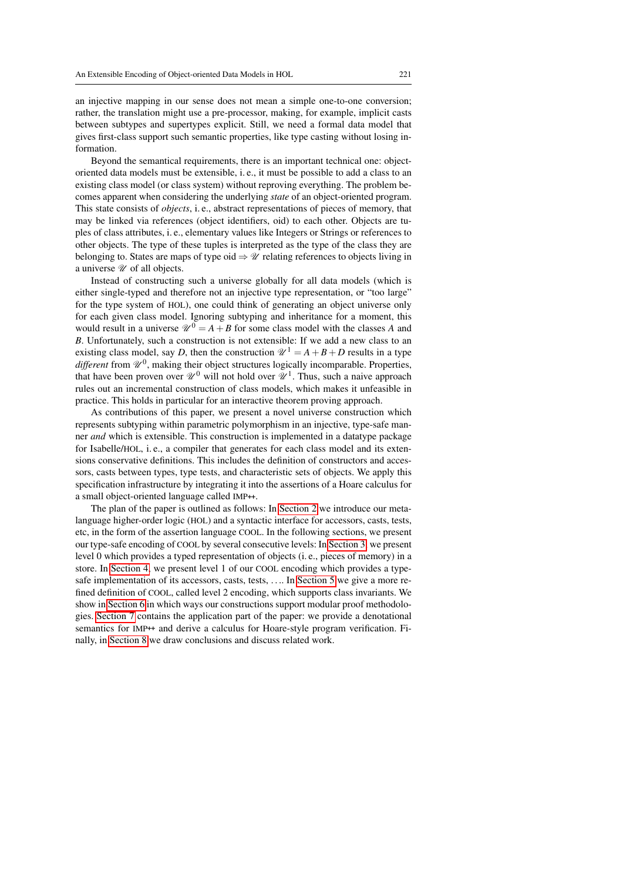an injective mapping in our sense does not mean a simple one-to-one conversion; rather, the translation might use a pre-processor, making, for example, implicit casts between subtypes and supertypes explicit. Still, we need a formal data model that gives first-class support such semantic properties, like type casting without losing information.

Beyond the semantical requirements, there is an important technical one: object-oriented data models must be extensible, i. e., it must be possible to add a class to an existing class model (or class system) without reproving everything. The problem becomes apparent when considering the underlying *state* of an object-oriented program. This state consists of *objects*, i. e., abstract representations of pieces of memory, that may be linked via references (object identifiers, oid) to each other. Objects are tuples of class attributes, i. e., elementary values like Integers or Strings or references to other objects. The type of these tuples is interpreted as the type of the class they are belonging to. States are maps of type oid $\Rightarrow \mathscr{U}$ relating references to objects living in a universe $\mathscr{U}$ of all objects.

Instead of constructing such a universe globally for all data models (which is either single-typed and therefore not an injective type representation, or "too large" for the type system of HOL), one could think of generating an object universe only for each given class model. Ignoring subtyping and inheritance for a moment, this would result in a universe $\mathscr{U}^0 = A + B$ for some class model with the classes $A$ and $B$. Unfortunately, such a construction is not extensible: If we add a new class to an existing class model, say $D$, then the construction $\mathscr{U}^1 = A + B + D$ results in a type *different* from $\mathscr{U}^0$, making their object structures logically incomparable. Properties, that have been proven over $\mathscr{U}^0$ will not hold over $\mathscr{U}^1$. Thus, such a naive approach rules out an incremental construction of class models, which makes it unfeasible in practice. This holds in particular for an interactive theorem proving approach.

As contributions of this paper, we present a novel universe construction which represents subtyping within parametric polymorphism in an injective, type-safe manner *and* which is extensible. This construction is implemented in a datatype package for Isabelle/HOL, i. e., a compiler that generates for each class model and its extensions conservative definitions. This includes the definition of constructors and accessors, casts between types, type tests, and characteristic sets of objects. We apply this specification infrastructure by integrating it into the assertions of a Hoare calculus for a small object-oriented language called IMP++.

The plan of the paper is outlined as follows: In Section 2 we introduce our meta-language higher-order logic (HOL) and a syntactic interface for accessors, casts, tests, etc, in the form of the assertion language COOL. In the following sections, we present our type-safe encoding of COOL by several consecutive levels: In Section 3, we present level 0 which provides a typed representation of objects (i. e., pieces of memory) in a store. In Section 4, we present level 1 of our COOL encoding which provides a type-safe implementation of its accessors, casts, tests, .... In Section 5 we give a more refined definition of COOL, called level 2 encoding, which supports class invariants. We show in Section 6 in which ways our constructions support modular proof methodologies. Section 7 contains the application part of the paper: we provide a denotational semantics for IMP++ and derive a calculus for Hoare-style program verification. Finally, in Section 8 we draw conclusions and discuss related work.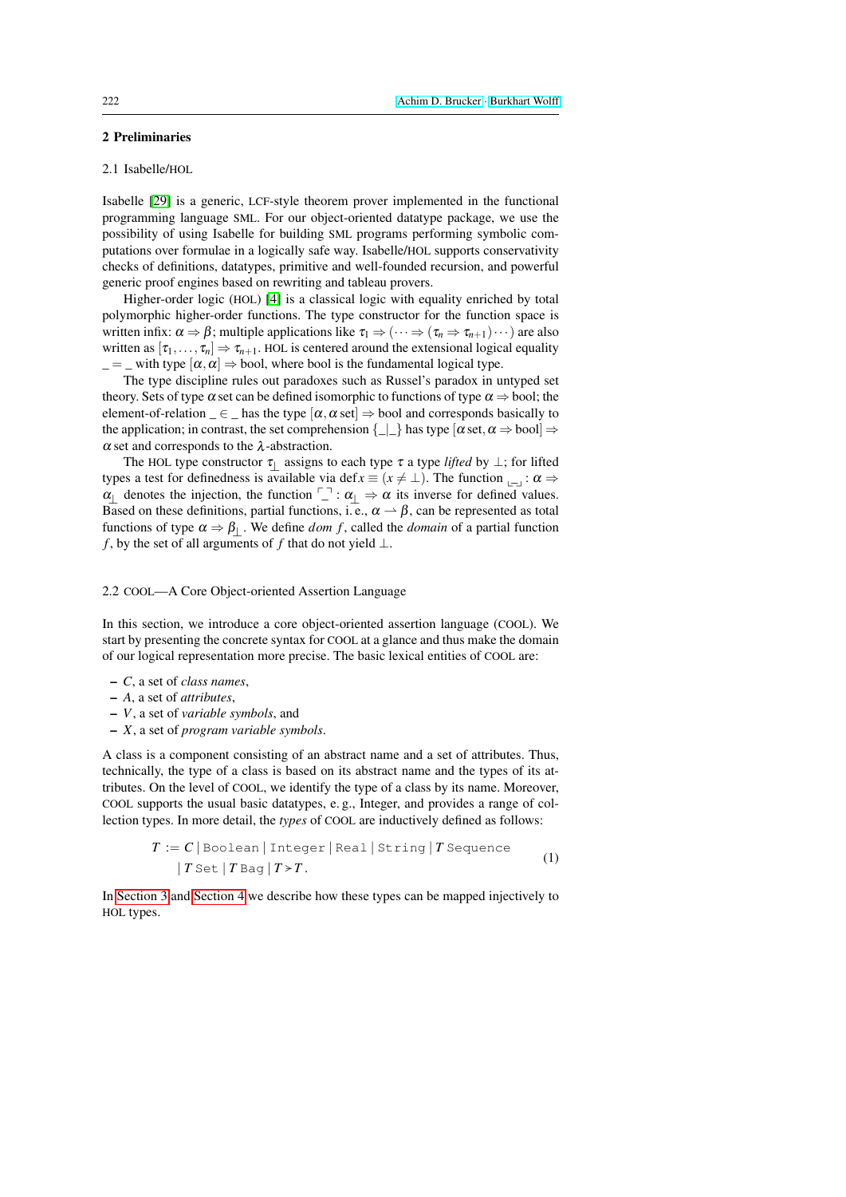## 2 Preliminaries

### 2.1 Isabelle/HOL

Isabelle [29] is a generic, LCF-style theorem prover implemented in the functional programming language SML. For our object-oriented datatype package, we use the possibility of using Isabelle for building SML programs performing symbolic computations over formulae in a logically safe way. Isabelle/HOL supports conservativity checks of definitions, datatypes, primitive and well-founded recursion, and powerful generic proof engines based on rewriting and tableau provers.

Higher-order logic (HOL) [4] is a classical logic with equality enriched by total polymorphic higher-order functions. The type constructor for the function space is written infix: $\alpha \Rightarrow \beta$; multiple applications like $\tau_1 \Rightarrow (\cdots \Rightarrow (\tau_n \Rightarrow \tau_{n+1}) \cdots)$ are also written as $[\tau_1, \ldots, \tau_n] \Rightarrow \tau_{n+1}$. HOL is centered around the extensional logical equality $\_ = \_$ with type $[\alpha, \alpha] \Rightarrow \text{bool}$, where bool is the fundamental logical type.

The type discipline rules out paradoxes such as Russel's paradox in untyped set theory. Sets of type $\alpha\,\text{set}$ can be defined isomorphic to functions of type $\alpha \Rightarrow \text{bool}$; the element-of-relation $\_ \in \_$ has the type $[\alpha, \alpha\,\text{set}] \Rightarrow \text{bool}$ and corresponds basically to the application; in contrast, the set comprehension $\{\_ | \_\}$ has type $[\alpha\,\text{set}, \alpha \Rightarrow \text{bool}] \Rightarrow \alpha\,\text{set}$ and corresponds to the $\lambda$-abstraction.

The HOL type constructor $\tau_\bot$ assigns to each type $\tau$ a type *lifted* by $\bot$; for lifted types a test for definedness is available via $\text{def}\, x \equiv (x \neq \bot)$. The function $\llcorner\_\lrcorner : \alpha \Rightarrow \alpha_\bot$ denotes the injection, the function $\ulcorner\_\urcorner : \alpha_\bot \Rightarrow \alpha$ its inverse for defined values. Based on these definitions, partial functions, i. e., $\alpha \rightharpoonup \beta$, can be represented as total functions of type $\alpha \Rightarrow \beta_\bot$. We define *dom* $f$, called the *domain* of a partial function $f$, by the set of all arguments of $f$ that do not yield $\bot$.

### 2.2 COOL—A Core Object-oriented Assertion Language

In this section, we introduce a core object-oriented assertion language (COOL). We start by presenting the concrete syntax for COOL at a glance and thus make the domain of our logical representation more precise. The basic lexical entities of COOL are:

- $C$, a set of *class names*,
- $A$, a set of *attributes*,
- $V$, a set of *variable symbols*, and
- $X$, a set of *program variable symbols*.

A class is a component consisting of an abstract name and a set of attributes. Thus, technically, the type of a class is based on its abstract name and the types of its attributes. On the level of COOL, we identify the type of a class by its name. Moreover, COOL supports the usual basic datatypes, e. g., Integer, and provides a range of collection types. In more detail, the *types* of COOL are inductively defined as follows:

$$T := C \mid \texttt{Boolean} \mid \texttt{Integer} \mid \texttt{Real} \mid \texttt{String} \mid T\;\texttt{Sequence} \\ \mid T\;\texttt{Set} \mid T\;\texttt{Bag} \mid T \triangleright T\,. \tag{1}$$

In Section 3 and Section 4 we describe how these types can be mapped injectively to HOL types.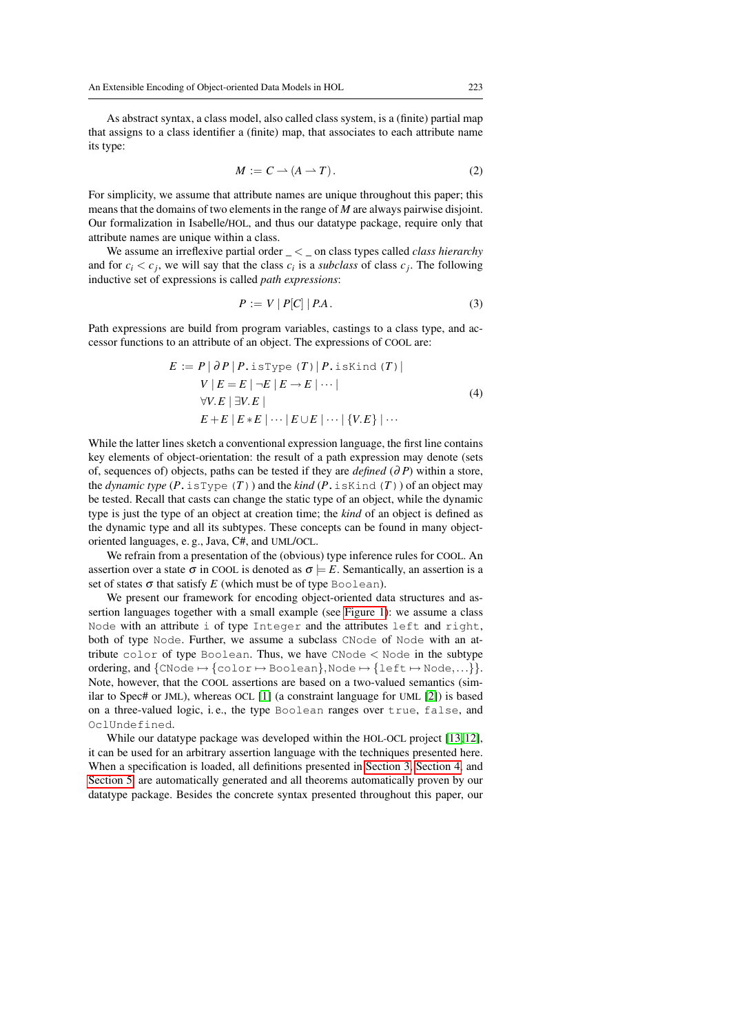As abstract syntax, a class model, also called class system, is a (finite) partial map that assigns to a class identifier a (finite) map, that associates to each attribute name its type:

$$M := C \rightharpoonup (A \rightharpoonup T)\,. \tag{2}$$

For simplicity, we assume that attribute names are unique throughout this paper; this means that the domains of two elements in the range of $M$ are always pairwise disjoint. Our formalization in Isabelle/HOL, and thus our datatype package, require only that attribute names are unique within a class.

We assume an irreflexive partial order $\_ < \_$ on class types called *class hierarchy* and for $c_i < c_j$, we will say that the class $c_i$ is a *subclass* of class $c_j$. The following inductive set of expressions is called *path expressions*:

$$P := V \mid P[C] \mid P.A\,. \tag{3}$$

Path expressions are build from program variables, castings to a class type, and accessor functions to an attribute of an object. The expressions of COOL are:

$$\begin{aligned} E := {} & P \mid \partial P \mid P.\mathtt{isType}\ (T) \mid P.\mathtt{isKind}\ (T) \mid \\ & V \mid E = E \mid \neg E \mid E \rightarrow E \mid \cdots \mid \\ & \forall V.E \mid \exists V.E \mid \\ & E + E \mid E * E \mid \cdots \mid E \cup E \mid \cdots \mid \{V.E\} \mid \cdots \end{aligned} \tag{4}$$

While the latter lines sketch a conventional expression language, the first line contains key elements of object-orientation: the result of a path expression may denote (sets of, sequences of) objects, paths can be tested if they are *defined* ($\partial P$) within a store, the *dynamic type* ($P.\mathtt{isType}\ (T)$) and the *kind* ($P.\mathtt{isKind}\ (T)$) of an object may be tested. Recall that casts can change the static type of an object, while the dynamic type is just the type of an object at creation time; the *kind* of an object is defined as the dynamic type and all its subtypes. These concepts can be found in many object-oriented languages, e. g., Java, C#, and UML/OCL.

We refrain from a presentation of the (obvious) type inference rules for COOL. An assertion over a state $\sigma$ in COOL is denoted as $\sigma \models E$. Semantically, an assertion is a set of states $\sigma$ that satisfy $E$ (which must be of type `Boolean`).

We present our framework for encoding object-oriented data structures and assertion languages together with a small example (see Figure 1): we assume a class `Node` with an attribute `i` of type `Integer` and the attributes `left` and `right`, both of type `Node`. Further, we assume a subclass `CNode` of `Node` with an attribute `color` of type `Boolean`. Thus, we have `CNode` $<$ `Node` in the subtype ordering, and $\{\mathtt{CNode} \mapsto \{\mathtt{color} \mapsto \mathtt{Boolean}\}, \mathtt{Node} \mapsto \{\mathtt{left} \mapsto \mathtt{Node}, \ldots\}\}$. Note, however, that the COOL assertions are based on a two-valued semantics (similar to Spec# or JML), whereas OCL [1] (a constraint language for UML [2]) is based on a three-valued logic, i. e., the type `Boolean` ranges over `true`, `false`, and `OclUndefined`.

While our datatype package was developed within the HOL-OCL project [13,12], it can be used for an arbitrary assertion language with the techniques presented here. When a specification is loaded, all definitions presented in Section 3, Section 4, and Section 5 are automatically generated and all theorems automatically proven by our datatype package. Besides the concrete syntax presented throughout this paper, our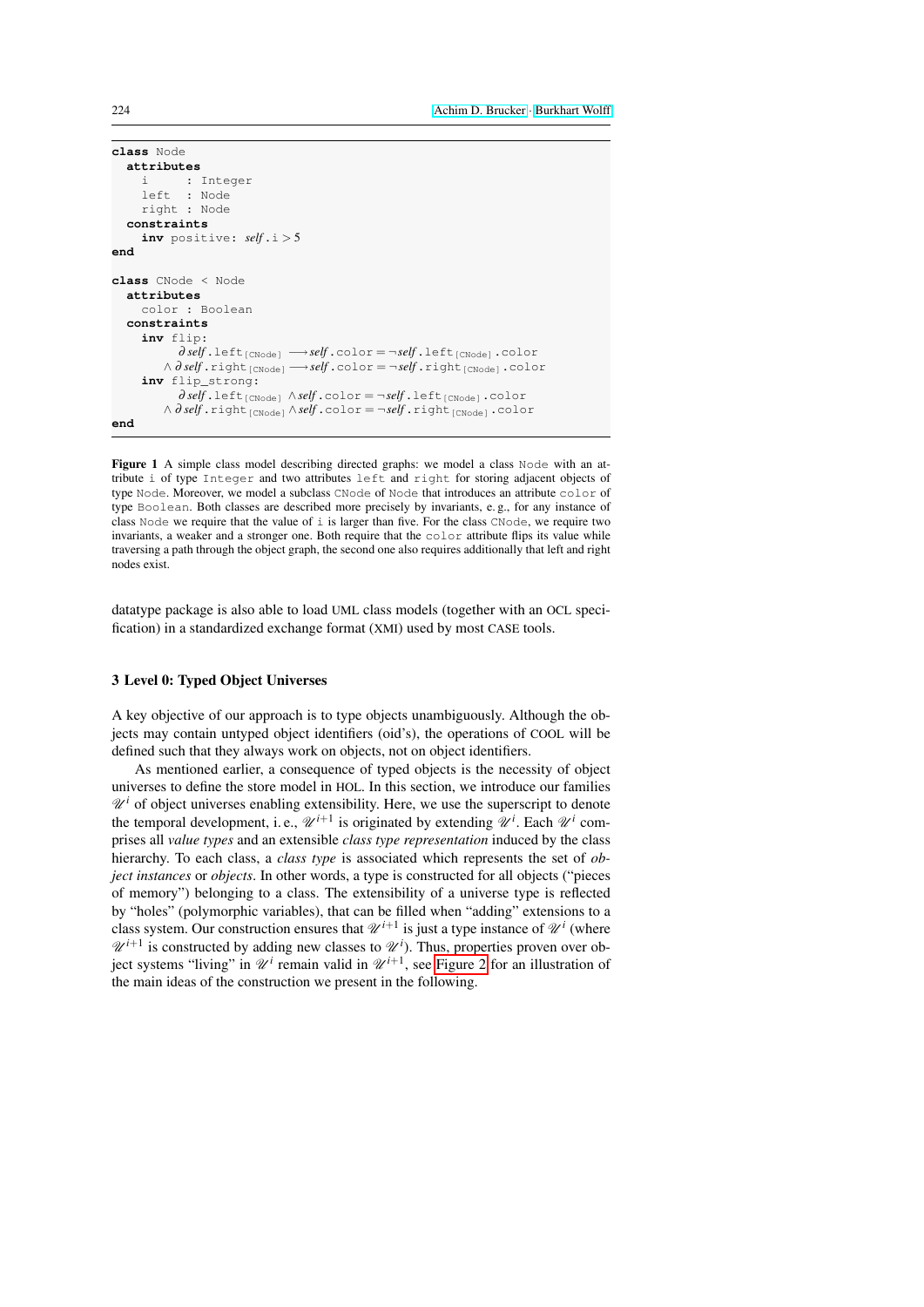```
class Node
  attributes
    i     : Integer
    left  : Node
    right : Node
  constraints
    inv positive: self.i > 5
end

class CNode < Node
  attributes
    color : Boolean
  constraints
    inv flip:
          ∂ self.left[CNode] ⟶ self.color = ¬self.left[CNode].color
        ∧ ∂ self.right[CNode] ⟶ self.color = ¬self.right[CNode].color
    inv flip_strong:
          ∂ self.left[CNode] ∧ self.color = ¬self.left[CNode].color
        ∧ ∂ self.right[CNode] ∧ self.color = ¬self.right[CNode].color
end
```

**Figure 1** A simple class model describing directed graphs: we model a class `Node` with an attribute `i` of type `Integer` and two attributes `left` and `right` for storing adjacent objects of type `Node`. Moreover, we model a subclass `CNode` of `Node` that introduces an attribute `color` of type `Boolean`. Both classes are described more precisely by invariants, e. g., for any instance of class `Node` we require that the value of `i` is larger than five. For the class `CNode`, we require two invariants, a weaker and a stronger one. Both require that the `color` attribute flips its value while traversing a path through the object graph, the second one also requires additionally that left and right nodes exist.

datatype package is also able to load UML class models (together with an OCL specification) in a standardized exchange format (XMI) used by most CASE tools.

## 3 Level 0: Typed Object Universes

A key objective of our approach is to type objects unambiguously. Although the objects may contain untyped object identifiers (oid's), the operations of COOL will be defined such that they always work on objects, not on object identifiers.

As mentioned earlier, a consequence of typed objects is the necessity of object universes to define the store model in HOL. In this section, we introduce our families $\mathscr{U}^i$ of object universes enabling extensibility. Here, we use the superscript to denote the temporal development, i. e., $\mathscr{U}^{i+1}$ is originated by extending $\mathscr{U}^i$. Each $\mathscr{U}^i$ comprises all *value types* and an extensible *class type representation* induced by the class hierarchy. To each class, a *class type* is associated which represents the set of *object instances* or *objects*. In other words, a type is constructed for all objects ("pieces of memory") belonging to a class. The extensibility of a universe type is reflected by "holes" (polymorphic variables), that can be filled when "adding" extensions to a class system. Our construction ensures that $\mathscr{U}^{i+1}$ is just a type instance of $\mathscr{U}^i$ (where $\mathscr{U}^{i+1}$ is constructed by adding new classes to $\mathscr{U}^i$). Thus, properties proven over object systems "living" in $\mathscr{U}^i$ remain valid in $\mathscr{U}^{i+1}$, see Figure 2 for an illustration of the main ideas of the construction we present in the following.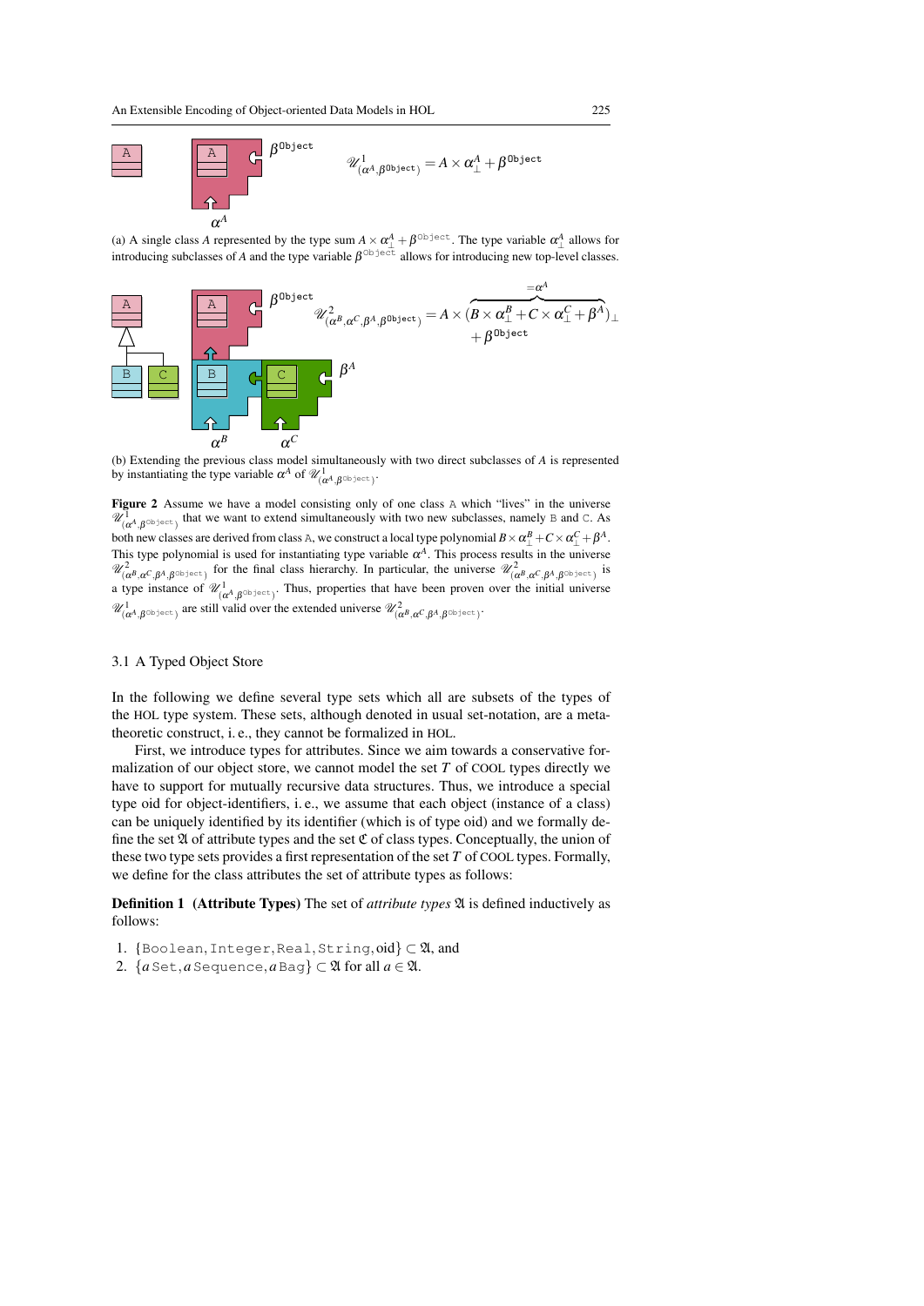$$\mathscr{U}^1_{(\alpha^A,\beta^{\texttt{Object}})} = A \times \alpha^A_\bot + \beta^{\texttt{Object}}$$

(a) A single class $A$ represented by the type sum $A \times \alpha^A_\bot + \beta^{\texttt{Object}}$. The type variable $\alpha^A_\bot$ allows for introducing subclasses of $A$ and the type variable $\beta^{\texttt{Object}}$ allows for introducing new top-level classes.

$$\mathscr{U}^2_{(\alpha^B,\alpha^C,\beta^A,\beta^{\texttt{Object}})} = A \times \overbrace{(B \times \alpha^B_\bot + C \times \alpha^C_\bot + \beta^A)_\bot}^{=\alpha^A} + \beta^{\texttt{Object}}$$

(b) Extending the previous class model simultaneously with two direct subclasses of $A$ is represented by instantiating the type variable $\alpha^A$ of $\mathscr{U}^1_{(\alpha^A,\beta^{\texttt{Object}})}$.

**Figure 2** Assume we have a model consisting only of one class A which "lives" in the universe $\mathscr{U}^1_{(\alpha^A,\beta^{\texttt{Object}})}$ that we want to extend simultaneously with two new subclasses, namely B and C. As both new classes are derived from class A, we construct a local type polynomial $B \times \alpha^B_\bot + C \times \alpha^C_\bot + \beta^A$. This type polynomial is used for instantiating type variable $\alpha^A$. This process results in the universe $\mathscr{U}^2_{(\alpha^B,\alpha^C,\beta^A,\beta^{\texttt{Object}})}$ for the final class hierarchy. In particular, the universe $\mathscr{U}^2_{(\alpha^B,\alpha^C,\beta^A,\beta^{\texttt{Object}})}$ is a type instance of $\mathscr{U}^1_{(\alpha^A,\beta^{\texttt{Object}})}$. Thus, properties that have been proven over the initial universe $\mathscr{U}^1_{(\alpha^A,\beta^{\texttt{Object}})}$ are still valid over the extended universe $\mathscr{U}^2_{(\alpha^B,\alpha^C,\beta^A,\beta^{\texttt{Object}})}$.

### 3.1 A Typed Object Store

In the following we define several type sets which all are subsets of the types of the HOL type system. These sets, although denoted in usual set-notation, are a meta-theoretic construct, i. e., they cannot be formalized in HOL.

First, we introduce types for attributes. Since we aim towards a conservative formalization of our object store, we cannot model the set $T$ of COOL types directly we have to support for mutually recursive data structures. Thus, we introduce a special type oid for object-identifiers, i. e., we assume that each object (instance of a class) can be uniquely identified by its identifier (which is of type oid) and we formally define the set $\mathfrak{A}$ of attribute types and the set $\mathfrak{C}$ of class types. Conceptually, the union of these two type sets provides a first representation of the set $T$ of COOL types. Formally, we define for the class attributes the set of attribute types as follows:

**Definition 1 (Attribute Types)** The set of *attribute types* $\mathfrak{A}$ is defined inductively as follows:

1. $\{\texttt{Boolean}, \texttt{Integer}, \texttt{Real}, \texttt{String}, \text{oid}\} \subset \mathfrak{A}$, and
2. $\{a\,\texttt{Set}, a\,\texttt{Sequence}, a\,\texttt{Bag}\} \subset \mathfrak{A}$ for all $a \in \mathfrak{A}$.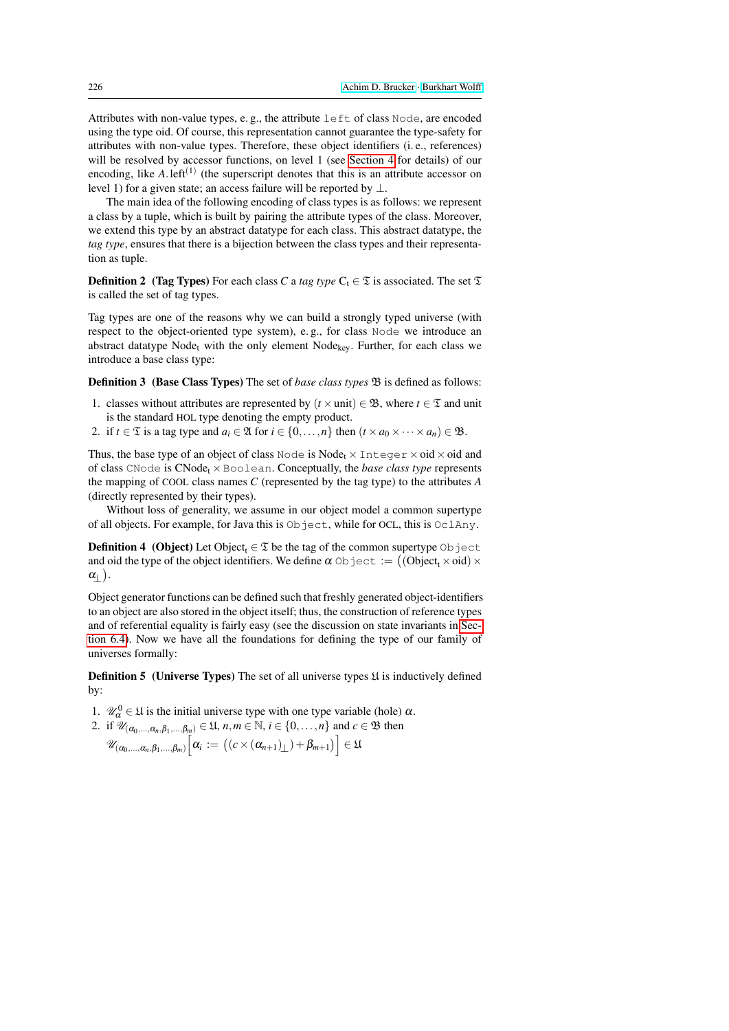Attributes with non-value types, e. g., the attribute `left` of class `Node`, are encoded using the type oid. Of course, this representation cannot guarantee the type-safety for attributes with non-value types. Therefore, these object identifiers (i. e., references) will be resolved by accessor functions, on level 1 (see Section 4 for details) of our encoding, like $A.\text{left}^{(1)}$ (the superscript denotes that this is an attribute accessor on level 1) for a given state; an access failure will be reported by $\bot$.

The main idea of the following encoding of class types is as follows: we represent a class by a tuple, which is built by pairing the attribute types of the class. Moreover, we extend this type by an abstract datatype for each class. This abstract datatype, the *tag type*, ensures that there is a bijection between the class types and their representation as tuple.

**Definition 2 (Tag Types)** For each class $C$ a *tag type* $C_t \in \mathfrak{T}$ is associated. The set $\mathfrak{T}$ is called the set of tag types.

Tag types are one of the reasons why we can build a strongly typed universe (with respect to the object-oriented type system), e. g., for class `Node` we introduce an abstract datatype $\text{Node}_t$ with the only element $\text{Node}_{\text{key}}$. Further, for each class we introduce a base class type:

**Definition 3 (Base Class Types)** The set of *base class types* $\mathfrak{B}$ is defined as follows:

1. classes without attributes are represented by $(t \times \text{unit}) \in \mathfrak{B}$, where $t \in \mathfrak{T}$ and unit is the standard HOL type denoting the empty product.
2. if $t \in \mathfrak{T}$ is a tag type and $a_i \in \mathfrak{A}$ for $i \in \{0, \dots, n\}$ then $(t \times a_0 \times \dots \times a_n) \in \mathfrak{B}$.

Thus, the base type of an object of class `Node` is $\text{Node}_t \times \texttt{Integer} \times \text{oid} \times \text{oid}$ and of class `CNode` is $\text{CNode}_t \times \texttt{Boolean}$. Conceptually, the *base class type* represents the mapping of COOL class names $C$ (represented by the tag type) to the attributes $A$ (directly represented by their types).

Without loss of generality, we assume in our object model a common supertype of all objects. For example, for Java this is `Object`, while for OCL, this is `OclAny`.

**Definition 4 (Object)** Let $\text{Object}_t \in \mathfrak{T}$ be the tag of the common supertype `Object` and oid the type of the object identifiers. We define $\alpha\ \texttt{Object} := \big((\text{Object}_t \times \text{oid}) \times \alpha_\bot\big)$.

Object generator functions can be defined such that freshly generated object-identifiers to an object are also stored in the object itself; thus, the construction of reference types and of referential equality is fairly easy (see the discussion on state invariants in Section 6.4). Now we have all the foundations for defining the type of our family of universes formally:

**Definition 5 (Universe Types)** The set of all universe types $\mathfrak{U}$ is inductively defined by:

1. $\mathscr{U}^0_\alpha \in \mathfrak{U}$ is the initial universe type with one type variable (hole) $\alpha$.
2. if $\mathscr{U}_{(\alpha_0,\dots,\alpha_n,\beta_1,\dots,\beta_m)} \in \mathfrak{U}$, $n, m \in \mathbb{N}$, $i \in \{0, \dots, n\}$ and $c \in \mathfrak{B}$ then
$\mathscr{U}_{(\alpha_0,\dots,\alpha_n,\beta_1,\dots,\beta_m)}\Big[\alpha_i := \big((c \times (\alpha_{n+1})_\bot) + \beta_{m+1}\big)\Big] \in \mathfrak{U}$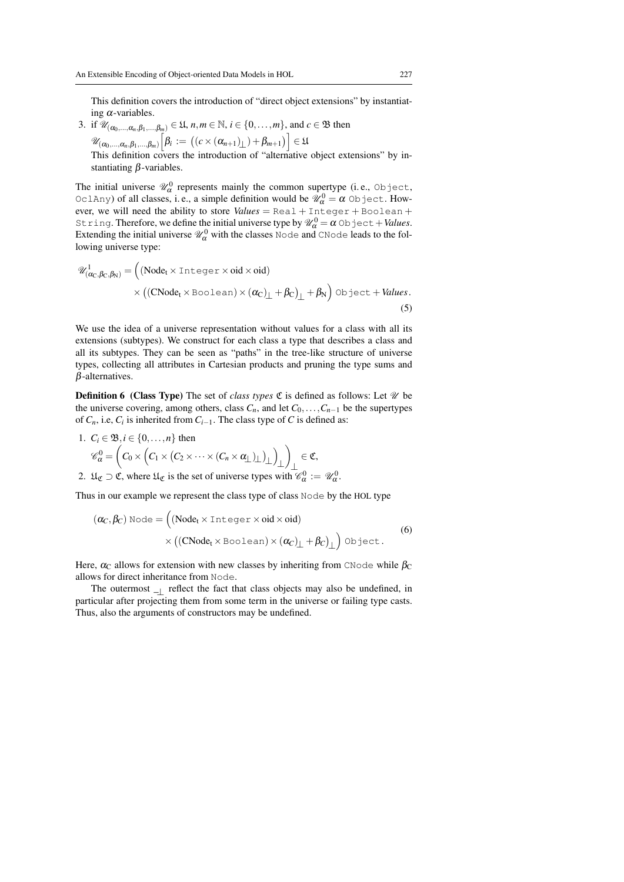This definition covers the introduction of "direct object extensions" by instantiating $\alpha$-variables.

3. if $\mathscr{U}_{(\alpha_0,\dots,\alpha_n,\beta_1,\dots,\beta_m)} \in \mathfrak{U}$, $n,m \in \mathbb{N}$, $i \in \{0,\dots,m\}$, and $c \in \mathfrak{B}$ then $\mathscr{U}_{(\alpha_0,\dots,\alpha_n,\beta_1,\dots,\beta_m)}\Big[\beta_i := \big((c \times (\alpha_{n+1})_\bot) + \beta_{m+1}\big)\Big] \in \mathfrak{U}$
   This definition covers the introduction of "alternative object extensions" by instantiating $\beta$-variables.

The initial universe $\mathscr{U}^0_\alpha$ represents mainly the common supertype (i. e., `Object`, `OclAny`) of all classes, i. e., a simple definition would be $\mathscr{U}^0_\alpha = \alpha$ `Object`. However, we will need the ability to store *Values* = `Real` + `Integer` + `Boolean` + `String`. Therefore, we define the initial universe type by $\mathscr{U}^0_\alpha = \alpha$ `Object` + *Values*. Extending the initial universe $\mathscr{U}^0_\alpha$ with the classes `Node` and `CNode` leads to the following universe type:

$$\mathscr{U}^1_{(\alpha_\mathrm{C},\beta_\mathrm{C},\beta_\mathrm{N})} = \Big((\mathrm{Node_t} \times \mathtt{Integer} \times \mathrm{oid} \times \mathrm{oid}) \times \big((\mathrm{CNode_t} \times \mathtt{Boolean}) \times (\alpha_\mathrm{C})_\bot + \beta_\mathrm{C}\big)_\bot + \beta_\mathrm{N}\Big)\ \mathtt{Object} + \mathit{Values}. \tag{5}$$

We use the idea of a universe representation without values for a class with all its extensions (subtypes). We construct for each class a type that describes a class and all its subtypes. They can be seen as "paths" in the tree-like structure of universe types, collecting all attributes in Cartesian products and pruning the type sums and $\beta$-alternatives.

**Definition 6 (Class Type)** The set of *class types* $\mathfrak{C}$ is defined as follows: Let $\mathscr{U}$ be the universe covering, among others, class $C_n$, and let $C_0,\dots,C_{n-1}$ be the supertypes of $C_n$, i.e, $C_i$ is inherited from $C_{i-1}$. The class type of $C$ is defined as:

1. $C_i \in \mathfrak{B}, i \in \{0,\dots,n\}$ then
   $\mathscr{C}^0_\alpha = \Big(C_0 \times \big(C_1 \times (C_2 \times \dots \times (C_n \times \alpha_\bot)_\bot)_\bot\big)_\bot\Big)_\bot \in \mathfrak{C}$,
2. $\mathfrak{U}_\mathfrak{C} \supset \mathfrak{C}$, where $\mathfrak{U}_\mathfrak{C}$ is the set of universe types with $\mathscr{C}^0_\alpha := \mathscr{U}^0_\alpha$.

Thus in our example we represent the class type of class `Node` by the HOL type

$$(\alpha_C,\beta_C)\ \mathtt{Node} = \Big((\mathrm{Node_t} \times \mathtt{Integer} \times \mathrm{oid} \times \mathrm{oid}) \times \big((\mathrm{CNode_t} \times \mathtt{Boolean}) \times (\alpha_C)_\bot + \beta_C\big)_\bot\Big)\ \mathtt{Object}. \tag{6}$$

Here, $\alpha_\mathrm{C}$ allows for extension with new classes by inheriting from `CNode` while $\beta_\mathrm{C}$ allows for direct inheritance from `Node`.

The outermost $\__\bot$ reflect the fact that class objects may also be undefined, in particular after projecting them from some term in the universe or failing type casts. Thus, also the arguments of constructors may be undefined.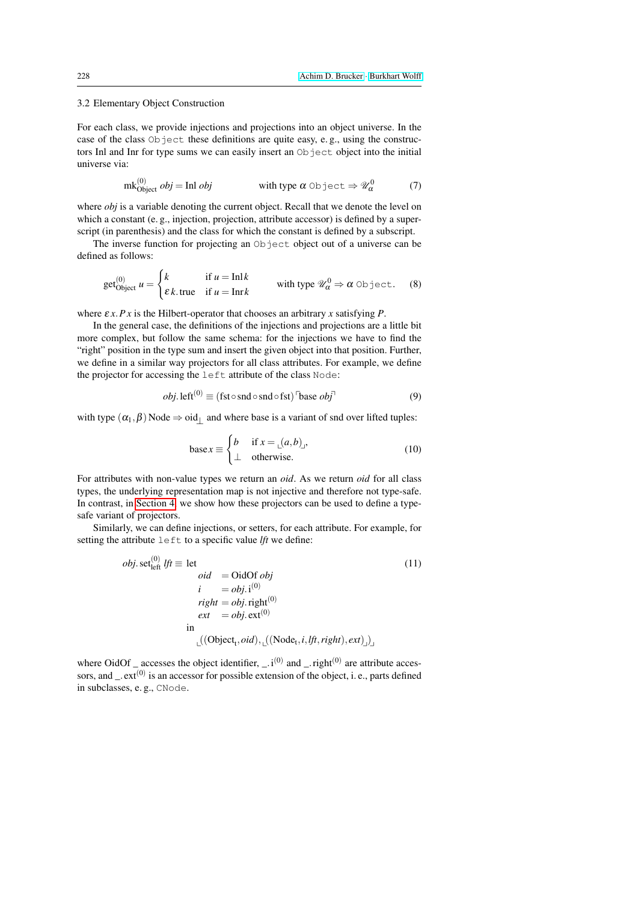### 3.2 Elementary Object Construction

For each class, we provide injections and projections into an object universe. In the case of the class `Object` these definitions are quite easy, e. g., using the constructors Inl and Inr for type sums we can easily insert an `Object` object into the initial universe via:

$$\mathrm{mk}^{(0)}_{\mathrm{Object}}\ obj = \mathrm{Inl}\ obj \qquad\qquad \text{with type } \alpha\ \texttt{Object} \Rightarrow \mathscr{U}^0_\alpha \tag{7}$$

where *obj* is a variable denoting the current object. Recall that we denote the level on which a constant (e. g., injection, projection, attribute accessor) is defined by a superscript (in parenthesis) and the class for which the constant is defined by a subscript.

The inverse function for projecting an `Object` object out of a universe can be defined as follows:

$$\mathrm{get}^{(0)}_{\mathrm{Object}}\ u = \begin{cases} k & \text{if } u = \mathrm{Inl}\, k \\ \varepsilon\, k.\, \mathrm{true} & \text{if } u = \mathrm{Inr}\, k \end{cases} \qquad \text{with type } \mathscr{U}^0_\alpha \Rightarrow \alpha\ \texttt{Object}. \tag{8}$$

where $\varepsilon\, x.\, P\, x$ is the Hilbert-operator that chooses an arbitrary $x$ satisfying $P$.

In the general case, the definitions of the injections and projections are a little bit more complex, but follow the same schema: for the injections we have to find the "right" position in the type sum and insert the given object into that position. Further, we define in a similar way projectors for all class attributes. For example, we define the projector for accessing the `left` attribute of the class `Node`:

$$obj.\,\mathrm{left}^{(0)} \equiv (\mathrm{fst} \circ \mathrm{snd} \circ \mathrm{snd} \circ \mathrm{fst}) \ulcorner \mathrm{base}\ obj \urcorner \tag{9}$$

with type $(\alpha_1, \beta)\,\mathrm{Node} \Rightarrow \mathrm{oid}_\bot$ and where base is a variant of snd over lifted tuples:

$$\mathrm{base}\, x \equiv \begin{cases} b & \text{if } x = \llcorner(a,b)\lrcorner, \\ \bot & \text{otherwise.} \end{cases} \tag{10}$$

For attributes with non-value types we return an *oid*. As we return *oid* for all class types, the underlying representation map is not injective and therefore not type-safe. In contrast, in Section 4, we show how these projectors can be used to define a type-safe variant of projectors.

Similarly, we can define injections, or setters, for each attribute. For example, for setting the attribute `left` to a specific value *lft* we define:

$$\begin{aligned} obj.\,\mathrm{set}^{(0)}_{\mathrm{left}}\ lft \equiv\ & \mathrm{let} \\ & \quad oid \ \ = \mathrm{OidOf}\ obj \\ & \quad i \quad\ \ = obj.\,\mathrm{i}^{(0)} \\ & \quad right = obj.\,\mathrm{right}^{(0)} \\ & \quad ext \ \ = obj.\,\mathrm{ext}^{(0)} \\ & \mathrm{in} \\ & \quad \llcorner((\mathrm{Object}_\mathrm{t}, oid), \llcorner((\mathrm{Node}_\mathrm{t}, i, lft, right), ext)\lrcorner)\lrcorner \end{aligned} \tag{11}$$

where OidOf _ accesses the object identifier, $\_.\,\mathrm{i}^{(0)}$ and $\_.\,\mathrm{right}^{(0)}$ are attribute accessors, and $\_.\,\mathrm{ext}^{(0)}$ is an accessor for possible extension of the object, i. e., parts defined in subclasses, e. g., `CNode`.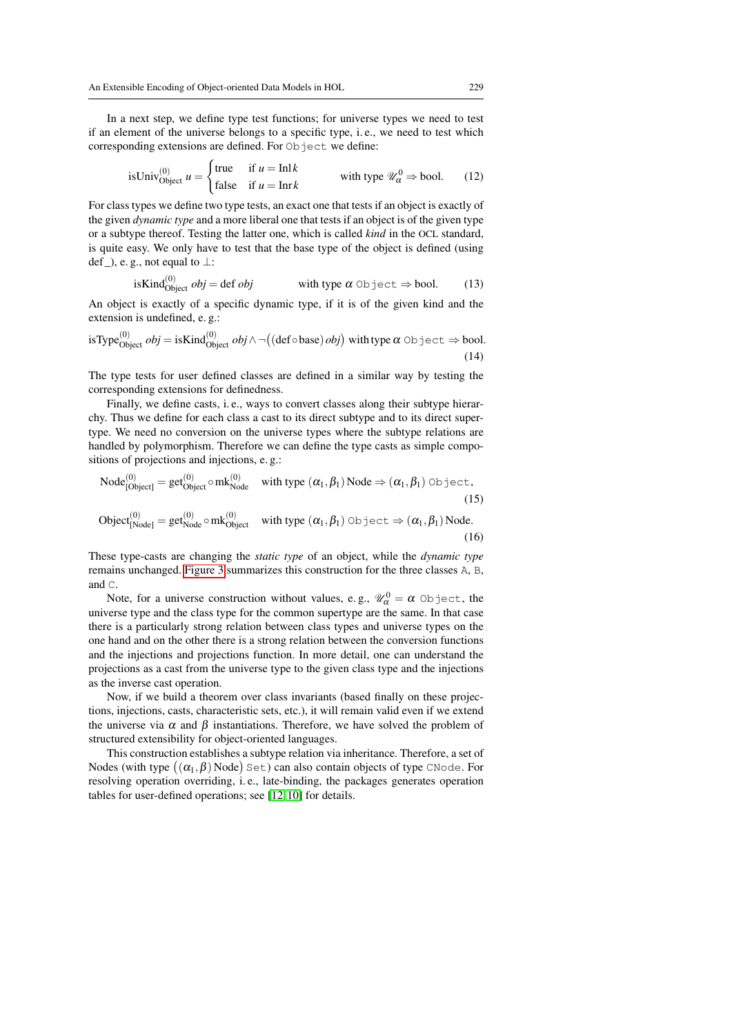In a next step, we define type test functions; for universe types we need to test if an element of the universe belongs to a specific type, i. e., we need to test which corresponding extensions are defined. For `Object` we define:

$$\text{isUniv}^{(0)}_{\text{Object}}\ u = \begin{cases} \text{true} & \text{if } u = \text{Inl}\, k \\ \text{false} & \text{if } u = \text{Inr}\, k \end{cases} \qquad \text{with type } \mathscr{U}^0_\alpha \Rightarrow \text{bool}. \tag{12}$$

For class types we define two type tests, an exact one that tests if an object is exactly of the given *dynamic type* and a more liberal one that tests if an object is of the given type or a subtype thereof. Testing the latter one, which is called *kind* in the OCL standard, is quite easy. We only have to test that the base type of the object is defined (using def_), e. g., not equal to $\bot$:

$$\text{isKind}^{(0)}_{\text{Object}}\ obj = \text{def}\ obj \qquad \text{with type } \alpha\ \texttt{Object} \Rightarrow \text{bool}. \tag{13}$$

An object is exactly of a specific dynamic type, if it is of the given kind and the extension is undefined, e. g.:

$$\text{isType}^{(0)}_{\text{Object}}\ obj = \text{isKind}^{(0)}_{\text{Object}}\ obj \wedge \neg\big((\text{def} \circ \text{base})\, obj\big) \text{ with type } \alpha\ \texttt{Object} \Rightarrow \text{bool}. \tag{14}$$

The type tests for user defined classes are defined in a similar way by testing the corresponding extensions for definedness.

Finally, we define casts, i. e., ways to convert classes along their subtype hierarchy. Thus we define for each class a cast to its direct subtype and to its direct supertype. We need no conversion on the universe types where the subtype relations are handled by polymorphism. Therefore we can define the type casts as simple compositions of projections and injections, e. g.:

$$\text{Node}^{(0)}_{[\text{Object}]} = \text{get}^{(0)}_{\text{Object}} \circ \text{mk}^{(0)}_{\text{Node}} \quad \text{with type } (\alpha_1, \beta_1)\,\text{Node} \Rightarrow (\alpha_1, \beta_1)\ \texttt{Object}, \tag{15}$$

$$\text{Object}^{(0)}_{[\text{Node}]} = \text{get}^{(0)}_{\text{Node}} \circ \text{mk}^{(0)}_{\text{Object}} \quad \text{with type } (\alpha_1, \beta_1)\ \texttt{Object} \Rightarrow (\alpha_1, \beta_1)\,\text{Node}. \tag{16}$$

These type-casts are changing the *static type* of an object, while the *dynamic type* remains unchanged. Figure 3 summarizes this construction for the three classes `A`, `B`, and `C`.

Note, for a universe construction without values, e. g., $\mathscr{U}^0_\alpha = \alpha$ `Object`, the universe type and the class type for the common supertype are the same. In that case there is a particularly strong relation between class types and universe types on the one hand and on the other there is a strong relation between the conversion functions and the injections and projections function. In more detail, one can understand the projections as a cast from the universe type to the given class type and the injections as the inverse cast operation.

Now, if we build a theorem over class invariants (based finally on these projections, injections, casts, characteristic sets, etc.), it will remain valid even if we extend the universe via $\alpha$ and $\beta$ instantiations. Therefore, we have solved the problem of structured extensibility for object-oriented languages.

This construction establishes a subtype relation via inheritance. Therefore, a set of Nodes (with type $\big((\alpha_1, \beta)\,\text{Node}\big)$ `Set`) can also contain objects of type `CNode`. For resolving operation overriding, i. e., late-binding, the packages generates operation tables for user-defined operations; see [12,10] for details.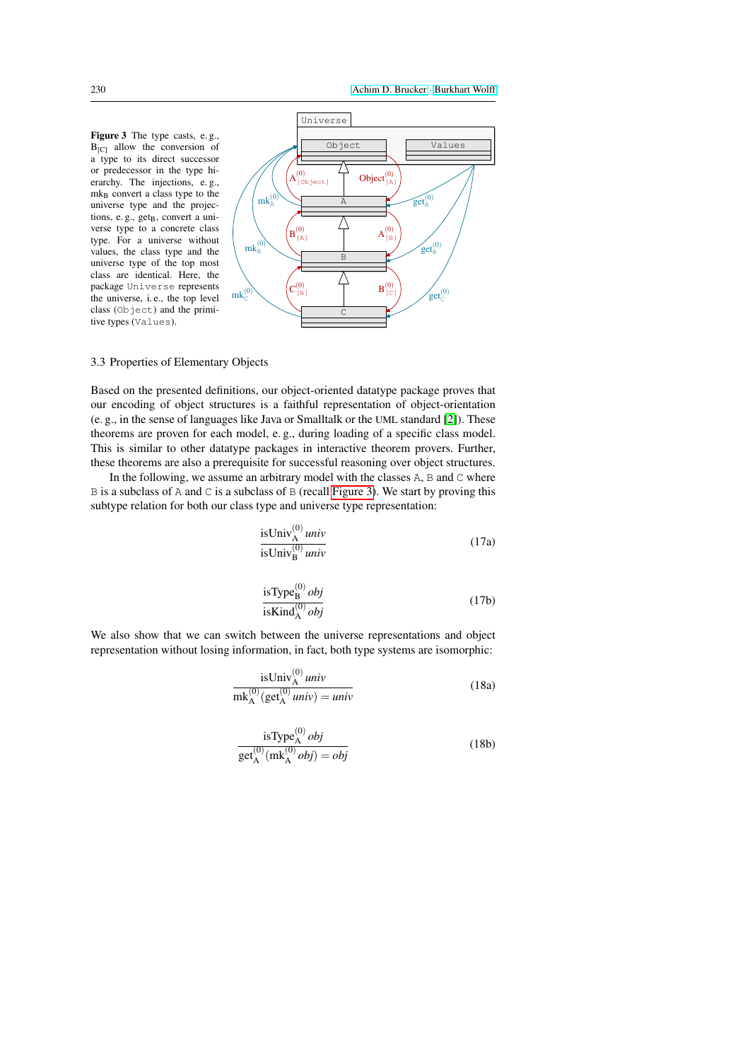**Figure 3** The type casts, e. g., $B_{[C]}$ allow the conversion of a type to its direct successor or predecessor in the type hierarchy. The injections, e. g., $mk_B$ convert a class type to the universe type and the projections, e. g., $get_B$, convert a universe type to a concrete class type. For a universe without values, the class type and the universe type of the top most class are identical. Here, the package `Universe` represents the universe, i. e., the top level class (`Object`) and the primitive types (`Values`).

### 3.3 Properties of Elementary Objects

Based on the presented definitions, our object-oriented datatype package proves that our encoding of object structures is a faithful representation of object-orientation (e. g., in the sense of languages like Java or Smalltalk or the UML standard [2]). These theorems are proven for each model, e. g., during loading of a specific class model. This is similar to other datatype packages in interactive theorem provers. Further, these theorems are also a prerequisite for successful reasoning over object structures.

In the following, we assume an arbitrary model with the classes `A`, `B` and `C` where `B` is a subclass of `A` and `C` is a subclass of `B` (recall Figure 3). We start by proving this subtype relation for both our class type and universe type representation:

$$\frac{\mathrm{isUniv}_{\mathrm{A}}^{(0)}\ \mathit{univ}}{\mathrm{isUniv}_{\mathrm{B}}^{(0)}\ \mathit{univ}} \tag{17a}$$

$$\frac{\mathrm{isType}_{\mathrm{B}}^{(0)}\ \mathit{obj}}{\mathrm{isKind}_{\mathrm{A}}^{(0)}\ \mathit{obj}} \tag{17b}$$

We also show that we can switch between the universe representations and object representation without losing information, in fact, both type systems are isomorphic:

$$\frac{\mathrm{isUniv}_{\mathrm{A}}^{(0)}\ \mathit{univ}}{\mathrm{mk}_{\mathrm{A}}^{(0)}(\mathrm{get}_{\mathrm{A}}^{(0)}\ \mathit{univ}) = \mathit{univ}} \tag{18a}$$

$$\frac{\mathrm{isType}_{\mathrm{A}}^{(0)}\ \mathit{obj}}{\mathrm{get}_{\mathrm{A}}^{(0)}(\mathrm{mk}_{\mathrm{A}}^{(0)}\ \mathit{obj}) = \mathit{obj}} \tag{18b}$$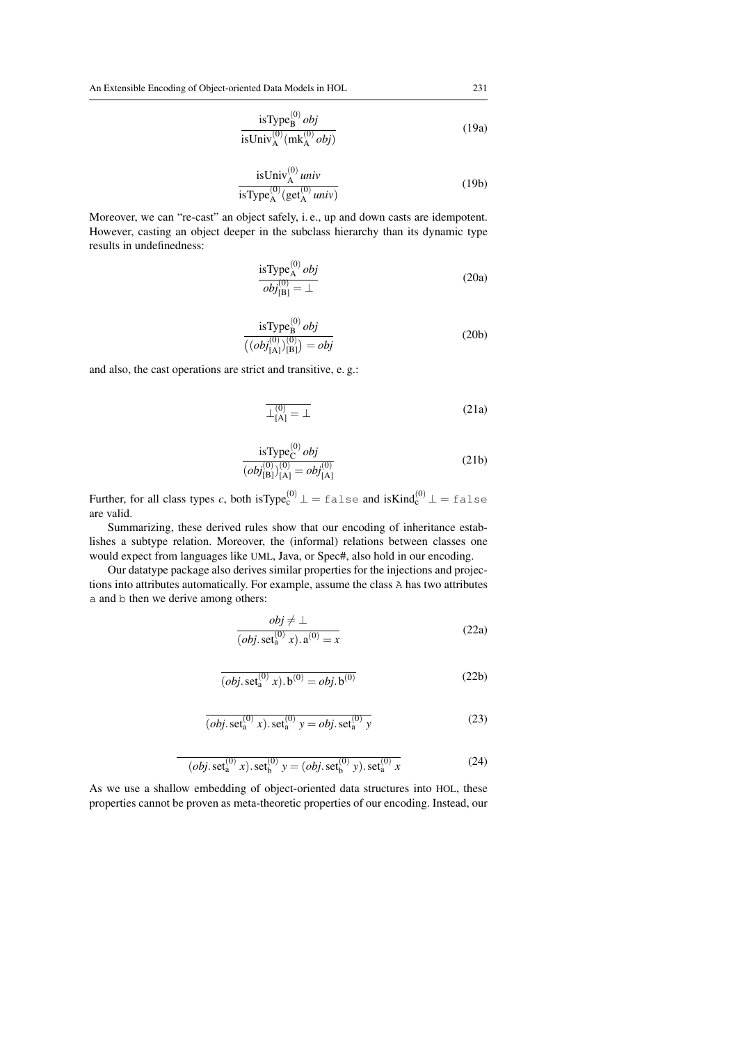$$\frac{\text{isType}_{\text{B}}^{(0)}\ obj}{\text{isUniv}_{\text{A}}^{(0)}(\text{mk}_{\text{A}}^{(0)}\ obj)} \tag{19a}$$

$$\frac{\text{isUniv}_{\text{A}}^{(0)}\ univ}{\text{isType}_{\text{A}}^{(0)}(\text{get}_{\text{A}}^{(0)}\ univ)} \tag{19b}$$

Moreover, we can "re-cast" an object safely, i. e., up and down casts are idempotent. However, casting an object deeper in the subclass hierarchy than its dynamic type results in undefinedness:

$$\frac{\text{isType}_{\text{A}}^{(0)}\ obj}{obj_{[\text{B}]}^{(0)} = \bot} \tag{20a}$$

$$\frac{\text{isType}_{\text{B}}^{(0)}\ obj}{\big((obj_{[\text{A}]}^{(0)})_{[\text{B}]}^{(0)}\big) = obj} \tag{20b}$$

and also, the cast operations are strict and transitive, e. g.:

$$\frac{}{\bot_{[\text{A}]}^{(0)} = \bot} \tag{21a}$$

$$\frac{\text{isType}_{\text{C}}^{(0)}\ obj}{(obj_{[\text{B}]}^{(0)})_{[\text{A}]}^{(0)} = obj_{[\text{A}]}^{(0)}} \tag{21b}$$

Further, for all class types $c$, both $\text{isType}_{c}^{(0)}\ \bot = \texttt{false}$ and $\text{isKind}_{c}^{(0)}\ \bot = \texttt{false}$ are valid.

Summarizing, these derived rules show that our encoding of inheritance establishes a subtype relation. Moreover, the (informal) relations between classes one would expect from languages like UML, Java, or Spec#, also hold in our encoding.

Our datatype package also derives similar properties for the injections and projections into attributes automatically. For example, assume the class `A` has two attributes `a` and `b` then we derive among others:

$$\frac{obj \neq \bot}{(obj.\,\text{set}_{\text{a}}^{(0)}\ x).\,\text{a}^{(0)} = x} \tag{22a}$$

$$\frac{}{(obj.\,\text{set}_{\text{a}}^{(0)}\ x).\,\text{b}^{(0)} = obj.\,\text{b}^{(0)}} \tag{22b}$$

$$\frac{}{(obj.\,\text{set}_{\text{a}}^{(0)}\ x).\,\text{set}_{\text{a}}^{(0)}\ y = obj.\,\text{set}_{\text{a}}^{(0)}\ y} \tag{23}$$

$$\frac{}{(obj.\,\text{set}_{\text{a}}^{(0)}\ x).\,\text{set}_{\text{b}}^{(0)}\ y = (obj.\,\text{set}_{\text{b}}^{(0)}\ y).\,\text{set}_{\text{a}}^{(0)}\ x} \tag{24}$$

As we use a shallow embedding of object-oriented data structures into HOL, these properties cannot be proven as meta-theoretic properties of our encoding. Instead, our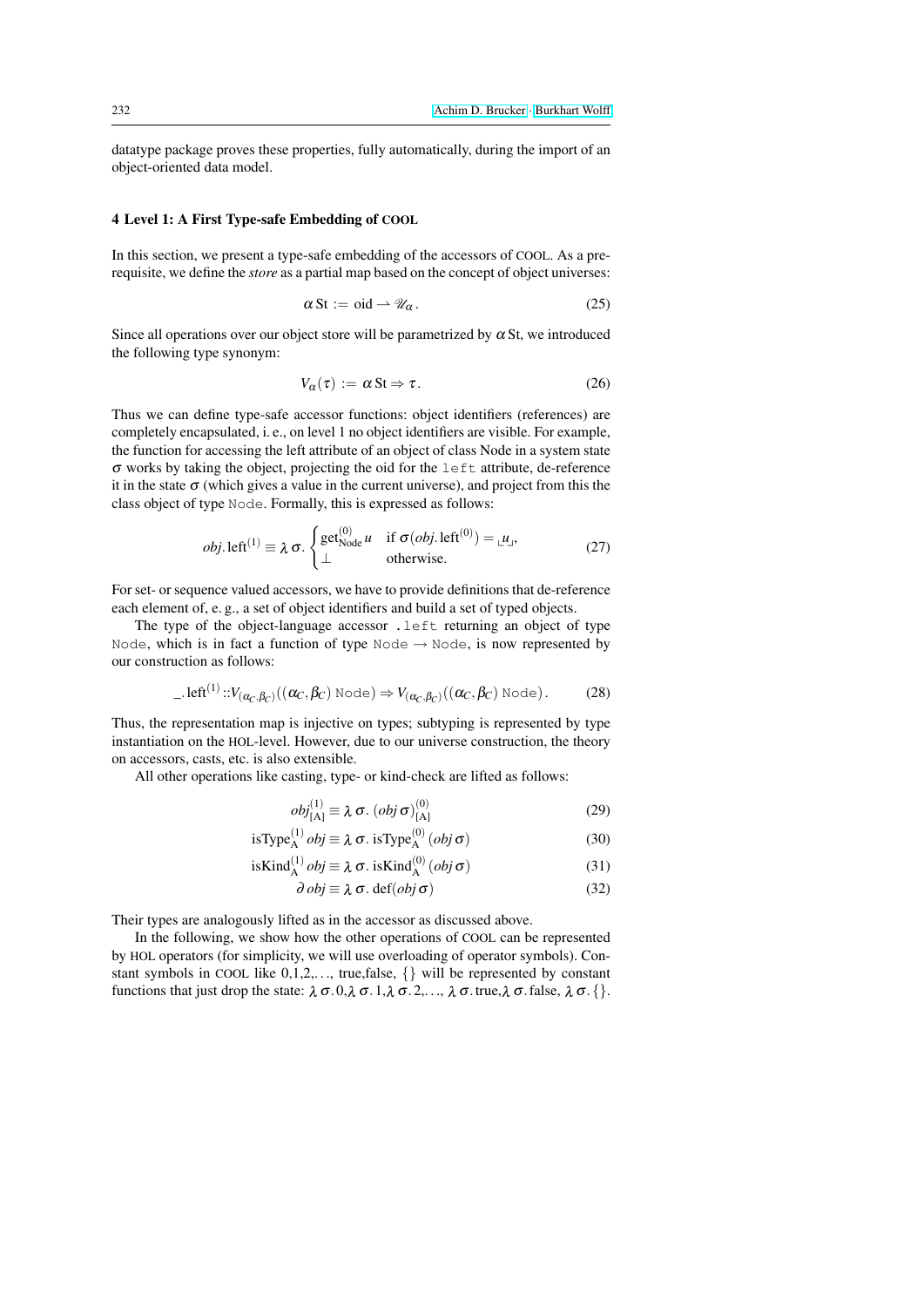datatype package proves these properties, fully automatically, during the import of an object-oriented data model.

## 4 Level 1: A First Type-safe Embedding of COOL

In this section, we present a type-safe embedding of the accessors of COOL. As a prerequisite, we define the *store* as a partial map based on the concept of object universes:

$$\alpha\,\mathrm{St} := \mathrm{oid} \rightharpoonup \mathscr{U}_\alpha\,. \tag{25}$$

Since all operations over our object store will be parametrized by $\alpha\,\mathrm{St}$, we introduced the following type synonym:

$$V_\alpha(\tau) := \alpha\,\mathrm{St} \Rightarrow \tau\,. \tag{26}$$

Thus we can define type-safe accessor functions: object identifiers (references) are completely encapsulated, i. e., on level 1 no object identifiers are visible. For example, the function for accessing the left attribute of an object of class Node in a system state $\sigma$ works by taking the object, projecting the oid for the `left` attribute, de-reference it in the state $\sigma$ (which gives a value in the current universe), and project from this the class object of type `Node`. Formally, this is expressed as follows:

$$obj.\mathrm{left}^{(1)} \equiv \lambda\,\sigma.\begin{cases}\mathrm{get}^{(0)}_{\mathrm{Node}}\,u & \text{if } \sigma(obj.\mathrm{left}^{(0)}) = \llcorner u \lrcorner,\\ \bot & \text{otherwise.}\end{cases} \tag{27}$$

For set- or sequence valued accessors, we have to provide definitions that de-reference each element of, e. g., a set of object identifiers and build a set of typed objects.

The type of the object-language accessor `.left` returning an object of type `Node`, which is in fact a function of type `Node` $\rightarrow$ `Node`, is now represented by our construction as follows:

$$\_.\mathrm{left}^{(1)} :: V_{(\alpha_C,\beta_C)}((\alpha_C,\beta_C)\ \texttt{Node}) \Rightarrow V_{(\alpha_C,\beta_C)}((\alpha_C,\beta_C)\ \texttt{Node})\,. \tag{28}$$

Thus, the representation map is injective on types; subtyping is represented by type instantiation on the HOL-level. However, due to our universe construction, the theory on accessors, casts, etc. is also extensible.

All other operations like casting, type- or kind-check are lifted as follows:

$$obj^{(1)}_{[\mathrm{A}]} \equiv \lambda\,\sigma.\,(obj\,\sigma)^{(0)}_{[\mathrm{A}]} \tag{29}$$

$$\mathrm{isType}^{(1)}_{\mathrm{A}}\,obj \equiv \lambda\,\sigma.\,\mathrm{isType}^{(0)}_{\mathrm{A}}\,(obj\,\sigma) \tag{30}$$

$$\mathrm{isKind}^{(1)}_{\mathrm{A}}\,obj \equiv \lambda\,\sigma.\,\mathrm{isKind}^{(0)}_{\mathrm{A}}\,(obj\,\sigma) \tag{31}$$

$$\partial\,obj \equiv \lambda\,\sigma.\,\mathrm{def}(obj\,\sigma) \tag{32}$$

Their types are analogously lifted as in the accessor as discussed above.

In the following, we show how the other operations of COOL can be represented by HOL operators (for simplicity, we will use overloading of operator symbols). Constant symbols in COOL like 0,1,2,..., true,false, {} will be represented by constant functions that just drop the state: $\lambda\,\sigma.0, \lambda\,\sigma.1, \lambda\,\sigma.2, \ldots, \lambda\,\sigma.\mathrm{true}, \lambda\,\sigma.\mathrm{false}, \lambda\,\sigma.\{\}$.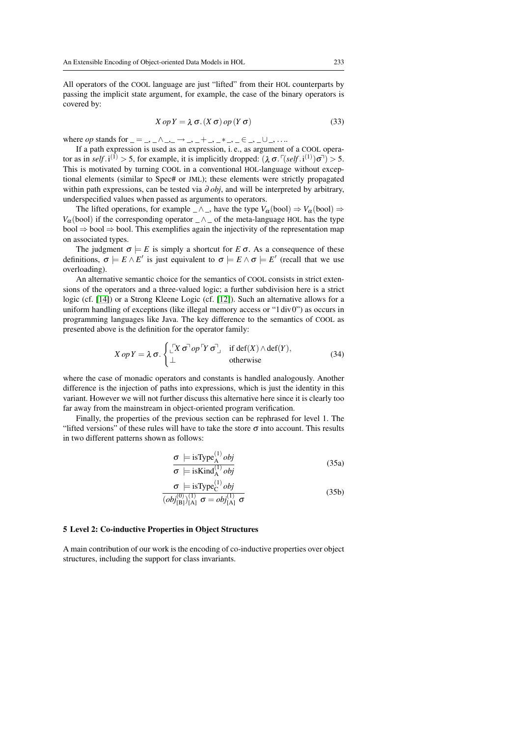All operators of the COOL language are just "lifted" from their HOL counterparts by passing the implicit state argument, for example, the case of the binary operators is covered by:

$$X\, op\, Y = \lambda\, \sigma.\, (X\, \sigma)\, op\, (Y\, \sigma) \tag{33}$$

where *op* stands for $\_ = \_, \_ \wedge \_, \_ \to \_, \_ + \_, \_ * \_, \_ \in \_, \_ \cup \_, \ldots$.

If a path expression is used as an expression, i. e., as argument of a COOL operator as in $self.\mathrm{i}^{(1)} > 5$, for example, it is implicitly dropped: $(\lambda\, \sigma.\, \ulcorner(self.\mathrm{i}^{(1)})\sigma\urcorner) > 5$. This is motivated by turning COOL in a conventional HOL-language without exceptional elements (similar to Spec# or JML); these elements were strictly propagated within path expressions, can be tested via $\partial\, obj$, and will be interpreted by arbitrary, underspecified values when passed as arguments to operators.

The lifted operations, for example $\_ \wedge \_$, have the type $V_\alpha(\mathrm{bool}) \Rightarrow V_\alpha(\mathrm{bool}) \Rightarrow V_\alpha(\mathrm{bool})$ if the corresponding operator $\_ \wedge \_$ of the meta-language HOL has the type $\mathrm{bool} \Rightarrow \mathrm{bool} \Rightarrow \mathrm{bool}$. This exemplifies again the injectivity of the representation map on associated types.

The judgment $\sigma \models E$ is simply a shortcut for $E\, \sigma$. As a consequence of these definitions, $\sigma \models E \wedge E'$ is just equivalent to $\sigma \models E \wedge \sigma \models E'$ (recall that we use overloading).

An alternative semantic choice for the semantics of COOL consists in strict extensions of the operators and a three-valued logic; a further subdivision here is a strict logic (cf. [14]) or a Strong Kleene Logic (cf. [12]). Such an alternative allows for a uniform handling of exceptions (like illegal memory access or "1 div 0") as occurs in programming languages like Java. The key difference to the semantics of COOL as presented above is the definition for the operator family:

$$X\, op\, Y = \lambda\, \sigma.\, \begin{cases} \llcorner \ulcorner X\, \sigma \urcorner\, op\, \ulcorner Y\, \sigma \urcorner \lrcorner & \text{if } \mathrm{def}(X) \wedge \mathrm{def}(Y), \\ \bot & \text{otherwise} \end{cases} \tag{34}$$

where the case of monadic operators and constants is handled analogously. Another difference is the injection of paths into expressions, which is just the identity in this variant. However we will not further discuss this alternative here since it is clearly too far away from the mainstream in object-oriented program verification.

Finally, the properties of the previous section can be rephrased for level 1. The "lifted versions" of these rules will have to take the store $\sigma$ into account. This results in two different patterns shown as follows:

$$\frac{\sigma\ \models \mathrm{isType}_{\mathrm{A}}^{(1)}\, obj}{\sigma\ \models \mathrm{isKind}_{\mathrm{A}}^{(1)}\, obj} \tag{35a}$$

$$\frac{\sigma\ \models \mathrm{isType}_{\mathrm{C}}^{(1)}\, obj}{(obj_{[\mathrm{B}]}^{(0)})_{[\mathrm{A}]}^{(1)}\ \sigma = obj_{[\mathrm{A}]}^{(1)}\ \sigma} \tag{35b}$$

## 5 Level 2: Co-inductive Properties in Object Structures

A main contribution of our work is the encoding of co-inductive properties over object structures, including the support for class invariants.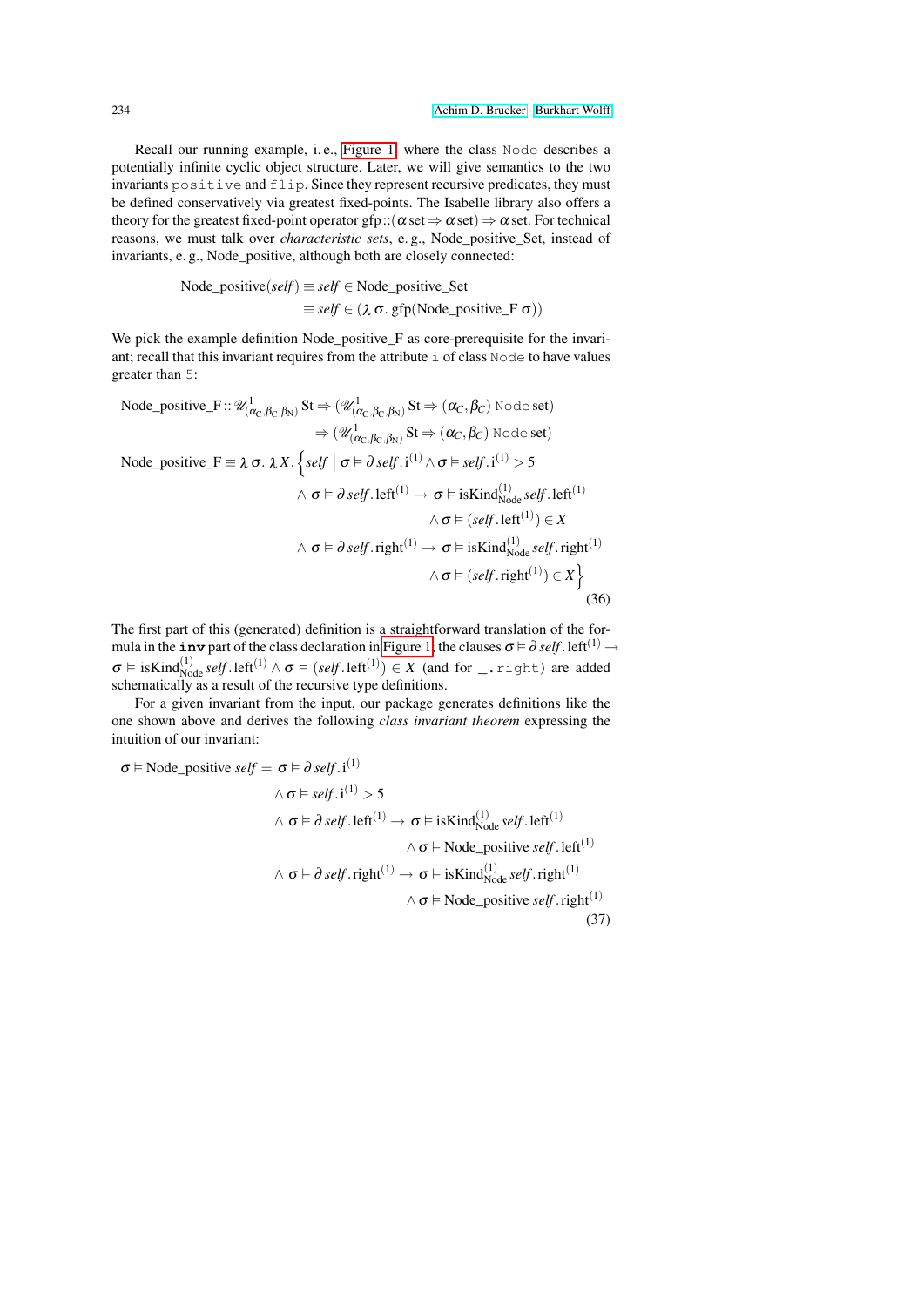Recall our running example, i. e., Figure 1, where the class `Node` describes a potentially infinite cyclic object structure. Later, we will give semantics to the two invariants `positive` and `flip`. Since they represent recursive predicates, they must be defined conservatively via greatest fixed-points. The Isabelle library also offers a theory for the greatest fixed-point operator $\text{gfp} :: (\alpha\,\text{set} \Rightarrow \alpha\,\text{set}) \Rightarrow \alpha\,\text{set}$. For technical reasons, we must talk over *characteristic sets*, e. g., Node_positive_Set, instead of invariants, e. g., Node_positive, although both are closely connected:

$$
\begin{aligned}
\text{Node\_positive}(\mathit{self}) &\equiv \mathit{self} \in \text{Node\_positive\_Set}\\
&\equiv \mathit{self} \in (\lambda\,\sigma.\ \text{gfp}(\text{Node\_positive\_F}\ \sigma))
\end{aligned}
$$

We pick the example definition Node_positive_F as core-prerequisite for the invariant; recall that this invariant requires from the attribute `i` of class `Node` to have values greater than `5`:

$$
\begin{aligned}
\text{Node\_positive\_F} :: \mathscr{U}^1_{(\alpha_C,\beta_C,\beta_N)}\,\text{St} &\Rightarrow (\mathscr{U}^1_{(\alpha_C,\beta_C,\beta_N)}\,\text{St} \Rightarrow (\alpha_C,\beta_C)\ \texttt{Node}\,\text{set})\\
&\Rightarrow (\mathscr{U}^1_{(\alpha_C,\beta_C,\beta_N)}\,\text{St} \Rightarrow (\alpha_C,\beta_C)\ \texttt{Node}\,\text{set})\\
\text{Node\_positive\_F} \equiv \lambda\,\sigma.\ \lambda\,X.\ \Big\{\mathit{self} \;\Big|\; &\sigma \vDash \partial\,\mathit{self}\,.\,\text{i}^{(1)} \wedge \sigma \vDash \mathit{self}\,.\,\text{i}^{(1)} > 5\\
&\wedge\ \sigma \vDash \partial\,\mathit{self}\,.\,\text{left}^{(1)} \rightarrow\ \sigma \vDash \text{isKind}^{(1)}_{\text{Node}}\,\mathit{self}\,.\,\text{left}^{(1)}\\
&\qquad\qquad \wedge \sigma \vDash (\mathit{self}\,.\,\text{left}^{(1)}) \in X\\
&\wedge\ \sigma \vDash \partial\,\mathit{self}\,.\,\text{right}^{(1)} \rightarrow\ \sigma \vDash \text{isKind}^{(1)}_{\text{Node}}\,\mathit{self}\,.\,\text{right}^{(1)}\\
&\qquad\qquad \wedge \sigma \vDash (\mathit{self}\,.\,\text{right}^{(1)}) \in X\Big\}
\end{aligned}
\tag{36}
$$

The first part of this (generated) definition is a straightforward translation of the formula in the **inv** part of the class declaration in Figure 1, the clauses $\sigma \vDash \partial\,\mathit{self}\,.\,\text{left}^{(1)} \rightarrow \sigma \vDash \text{isKind}^{(1)}_{\text{Node}}\,\mathit{self}\,.\,\text{left}^{(1)} \wedge \sigma \vDash (\mathit{self}\,.\,\text{left}^{(1)}) \in X$ (and for `_.right`) are added schematically as a result of the recursive type definitions.

For a given invariant from the input, our package generates definitions like the one shown above and derives the following *class invariant theorem* expressing the intuition of our invariant:

$$
\begin{aligned}
\sigma \vDash \text{Node\_positive}\ \mathit{self} = \ &\sigma \vDash \partial\,\mathit{self}\,.\,\text{i}^{(1)}\\
&\wedge \sigma \vDash \mathit{self}\,.\,\text{i}^{(1)} > 5\\
&\wedge\ \sigma \vDash \partial\,\mathit{self}\,.\,\text{left}^{(1)} \rightarrow\ \sigma \vDash \text{isKind}^{(1)}_{\text{Node}}\,\mathit{self}\,.\,\text{left}^{(1)}\\
&\qquad\qquad \wedge \sigma \vDash \text{Node\_positive}\ \mathit{self}\,.\,\text{left}^{(1)}\\
&\wedge\ \sigma \vDash \partial\,\mathit{self}\,.\,\text{right}^{(1)} \rightarrow\ \sigma \vDash \text{isKind}^{(1)}_{\text{Node}}\,\mathit{self}\,.\,\text{right}^{(1)}\\
&\qquad\qquad \wedge \sigma \vDash \text{Node\_positive}\ \mathit{self}\,.\,\text{right}^{(1)}
\end{aligned}
\tag{37}
$$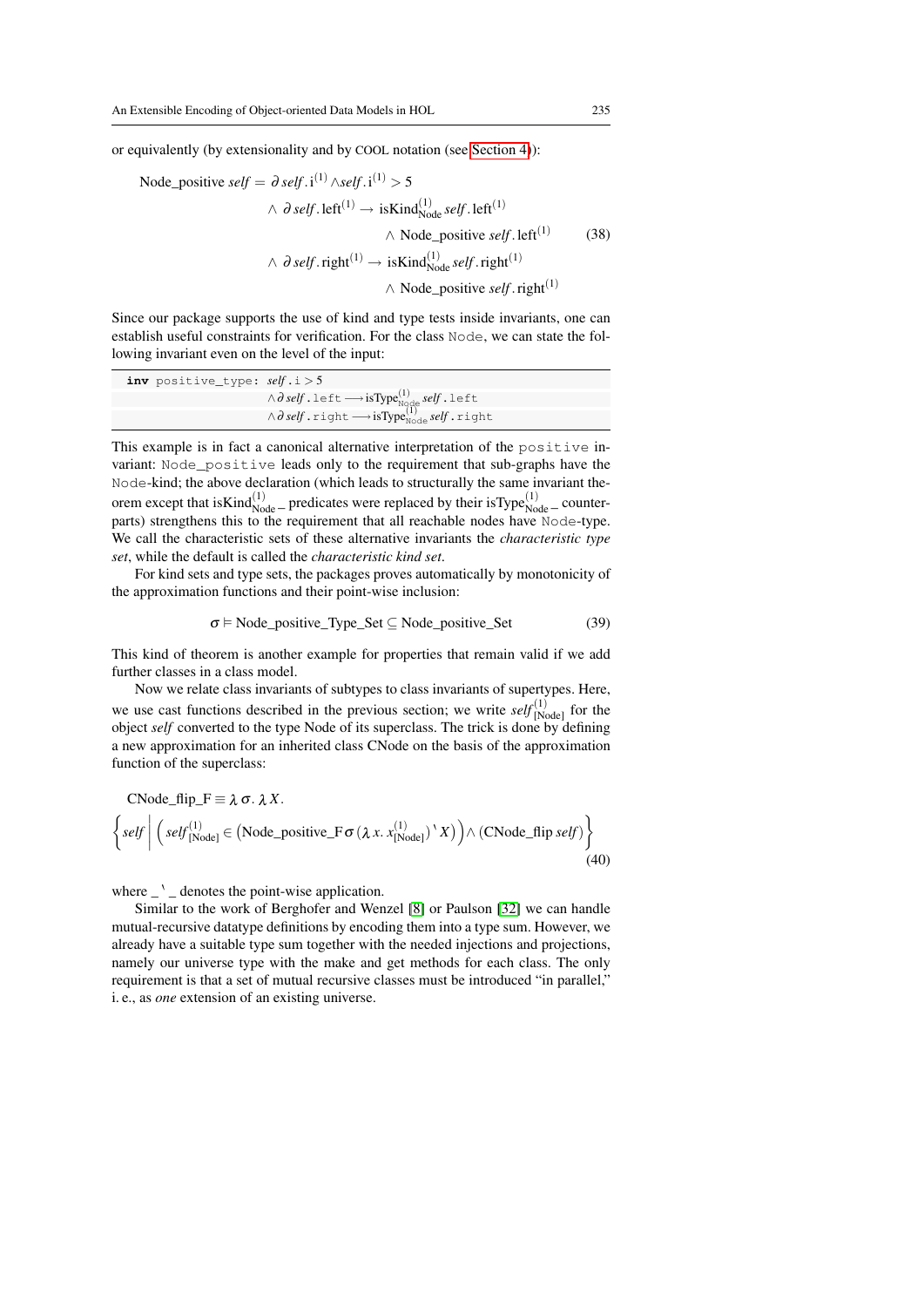or equivalently (by extensionality and by COOL notation (see Section 4)):

$$
\begin{aligned}
\text{Node\_positive } \mathit{self} = \partial\, \mathit{self}\,.\,\mathrm{i}^{(1)} \wedge \mathit{self}\,.\,\mathrm{i}^{(1)} > 5 \\
\wedge\ \partial\, \mathit{self}\,.\,\mathrm{left}^{(1)} \rightarrow \mathrm{isKind}^{(1)}_{\mathrm{Node}}\, \mathit{self}\,.\,\mathrm{left}^{(1)} \\
\wedge\ \text{Node\_positive } \mathit{self}\,.\,\mathrm{left}^{(1)} \\
\wedge\ \partial\, \mathit{self}\,.\,\mathrm{right}^{(1)} \rightarrow \mathrm{isKind}^{(1)}_{\mathrm{Node}}\, \mathit{self}\,.\,\mathrm{right}^{(1)} \\
\wedge\ \text{Node\_positive } \mathit{self}\,.\,\mathrm{right}^{(1)}
\end{aligned}
\tag{38}
$$

Since our package supports the use of kind and type tests inside invariants, one can establish useful constraints for verification. For the class `Node`, we can state the following invariant even on the level of the input:

```
inv positive_type: self.i > 5
                   ∧ ∂ self.left ⟶ isType(1)_Node self.left
                   ∧ ∂ self.right ⟶ isType(1)_Node self.right
```

This example is in fact a canonical alternative interpretation of the `positive` invariant: `Node_positive` leads only to the requirement that sub-graphs have the `Node`-kind; the above declaration (which leads to structurally the same invariant theorem except that $\mathrm{isKind}^{(1)}_{\mathrm{Node}}\,\_$ predicates were replaced by their $\mathrm{isType}^{(1)}_{\mathrm{Node}}\,\_$ counterparts) strengthens this to the requirement that all reachable nodes have `Node`-type. We call the characteristic sets of these alternative invariants the *characteristic type set*, while the default is called the *characteristic kind set*.

For kind sets and type sets, the packages proves automatically by monotonicity of the approximation functions and their point-wise inclusion:

$$
\sigma \vDash \text{Node\_positive\_Type\_Set} \subseteq \text{Node\_positive\_Set} \tag{39}
$$

This kind of theorem is another example for properties that remain valid if we add further classes in a class model.

Now we relate class invariants of subtypes to class invariants of supertypes. Here, we use cast functions described in the previous section; we write $\mathit{self}^{(1)}_{[\mathrm{Node}]}$ for the object *self* converted to the type Node of its superclass. The trick is done by defining a new approximation for an inherited class CNode on the basis of the approximation function of the superclass:

$$
\text{CNode\_flip\_F} \equiv \lambda\, \sigma.\, \lambda\, X.
$$
$$
\left\{ \mathit{self} \;\middle|\; \left( \mathit{self}^{(1)}_{[\mathrm{Node}]} \in \left(\text{Node\_positive\_F}\,\sigma\,(\lambda\, x.\, x^{(1)}_{[\mathrm{Node}]})\,`\,X\right)\right) \wedge (\text{CNode\_flip } \mathit{self}) \right\} \tag{40}
$$

where _ ` _ denotes the point-wise application.

Similar to the work of Berghofer and Wenzel [8] or Paulson [32] we can handle mutual-recursive datatype definitions by encoding them into a type sum. However, we already have a suitable type sum together with the needed injections and projections, namely our universe type with the make and get methods for each class. The only requirement is that a set of mutual recursive classes must be introduced "in parallel," i. e., as *one* extension of an existing universe.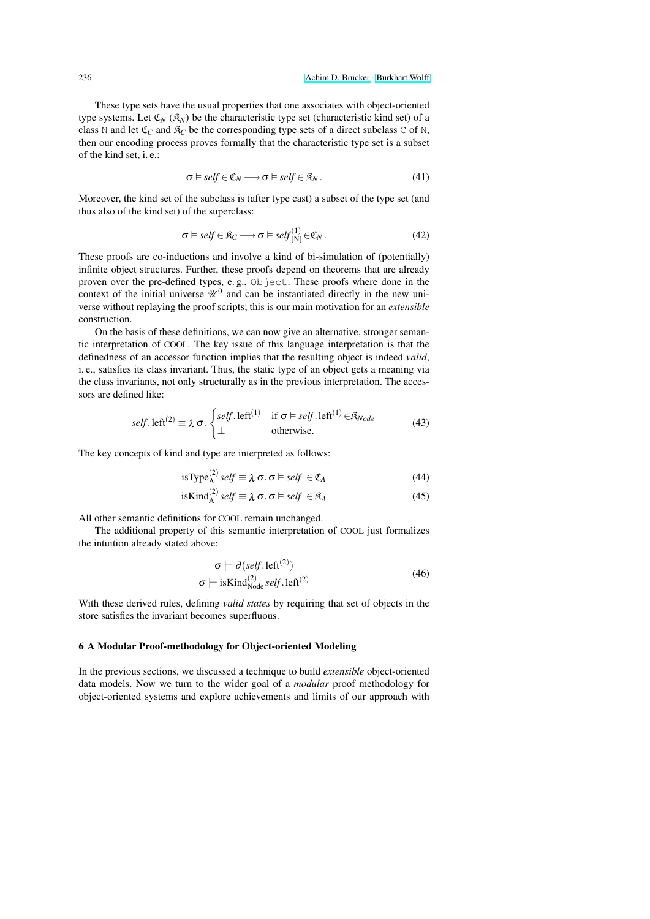These type sets have the usual properties that one associates with object-oriented type systems. Let $\mathfrak{C}_N$ ($\mathfrak{K}_N$) be the characteristic type set (characteristic kind set) of a class N and let $\mathfrak{C}_C$ and $\mathfrak{K}_C$ be the corresponding type sets of a direct subclass C of N, then our encoding process proves formally that the characteristic type set is a subset of the kind set, i. e.:

$$\sigma \vDash self \in \mathfrak{C}_N \longrightarrow \sigma \vDash self \in \mathfrak{K}_N \,. \tag{41}$$

Moreover, the kind set of the subclass is (after type cast) a subset of the type set (and thus also of the kind set) of the superclass:

$$\sigma \vDash self \in \mathfrak{K}_C \longrightarrow \sigma \vDash self^{(1)}_{[\mathrm{N}]} \in \mathfrak{C}_N \,. \tag{42}$$

These proofs are co-inductions and involve a kind of bi-simulation of (potentially) infinite object structures. Further, these proofs depend on theorems that are already proven over the pre-defined types, e. g., Object. These proofs where done in the context of the initial universe $\mathscr{U}^0$ and can be instantiated directly in the new universe without replaying the proof scripts; this is our main motivation for an *extensible* construction.

On the basis of these definitions, we can now give an alternative, stronger semantic interpretation of COOL. The key issue of this language interpretation is that the definedness of an accessor function implies that the resulting object is indeed *valid*, i. e., satisfies its class invariant. Thus, the static type of an object gets a meaning via the class invariants, not only structurally as in the previous interpretation. The accessors are defined like:

$$self.\mathrm{left}^{(2)} \equiv \lambda\, \sigma.\, \begin{cases} self.\mathrm{left}^{(1)} & \text{if } \sigma \vDash self.\mathrm{left}^{(1)} \in \mathfrak{K}_{Node} \\ \bot & \text{otherwise.} \end{cases} \tag{43}$$

The key concepts of kind and type are interpreted as follows:

$$\mathrm{isType}^{(2)}_{\mathrm{A}}\, self \equiv \lambda\, \sigma.\, \sigma \vDash self \;\in \mathfrak{C}_A \tag{44}$$

$$\mathrm{isKind}^{(2)}_{\mathrm{A}}\, self \equiv \lambda\, \sigma.\, \sigma \vDash self \;\in \mathfrak{K}_A \tag{45}$$

All other semantic definitions for COOL remain unchanged.

The additional property of this semantic interpretation of COOL just formalizes the intuition already stated above:

$$\frac{\sigma \models \partial(self.\mathrm{left}^{(2)})}{\sigma \models \mathrm{isKind}^{(2)}_{\mathrm{Node}}\, self.\mathrm{left}^{(2)}} \tag{46}$$

With these derived rules, defining *valid states* by requiring that set of objects in the store satisfies the invariant becomes superfluous.

## 6 A Modular Proof-methodology for Object-oriented Modeling

In the previous sections, we discussed a technique to build *extensible* object-oriented data models. Now we turn to the wider goal of a *modular* proof methodology for object-oriented systems and explore achievements and limits of our approach with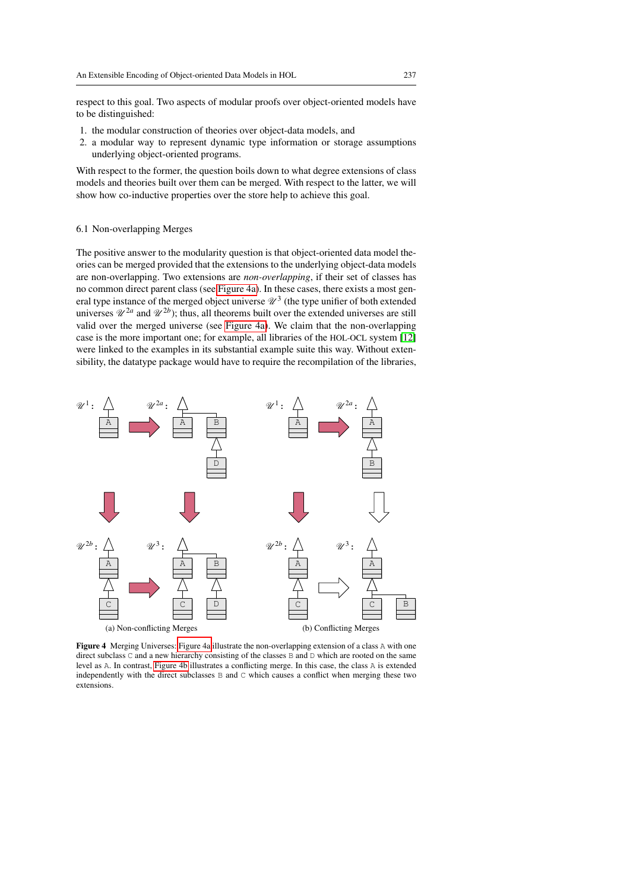respect to this goal. Two aspects of modular proofs over object-oriented models have to be distinguished:

1. the modular construction of theories over object-data models, and
2. a modular way to represent dynamic type information or storage assumptions underlying object-oriented programs.

With respect to the former, the question boils down to what degree extensions of class models and theories built over them can be merged. With respect to the latter, we will show how co-inductive properties over the store help to achieve this goal.

### 6.1 Non-overlapping Merges

The positive answer to the modularity question is that object-oriented data model theories can be merged provided that the extensions to the underlying object-data models are non-overlapping. Two extensions are *non-overlapping*, if their set of classes has no common direct parent class (see Figure 4a). In these cases, there exists a most general type instance of the merged object universe $\mathscr{U}^3$ (the type unifier of both extended universes $\mathscr{U}^{2a}$ and $\mathscr{U}^{2b}$); thus, all theorems built over the extended universes are still valid over the merged universe (see Figure 4a). We claim that the non-overlapping case is the more important one; for example, all libraries of the HOL-OCL system [12] were linked to the examples in its substantial example suite this way. Without extensibility, the datatype package would have to require the recompilation of the libraries,

(a) Non-conflicting Merges

(b) Conflicting Merges

**Figure 4** Merging Universes: Figure 4a illustrate the non-overlapping extension of a class A with one direct subclass C and a new hierarchy consisting of the classes B and D which are rooted on the same level as A. In contrast, Figure 4b illustrates a conflicting merge. In this case, the class A is extended independently with the direct subclasses B and C which causes a conflict when merging these two extensions.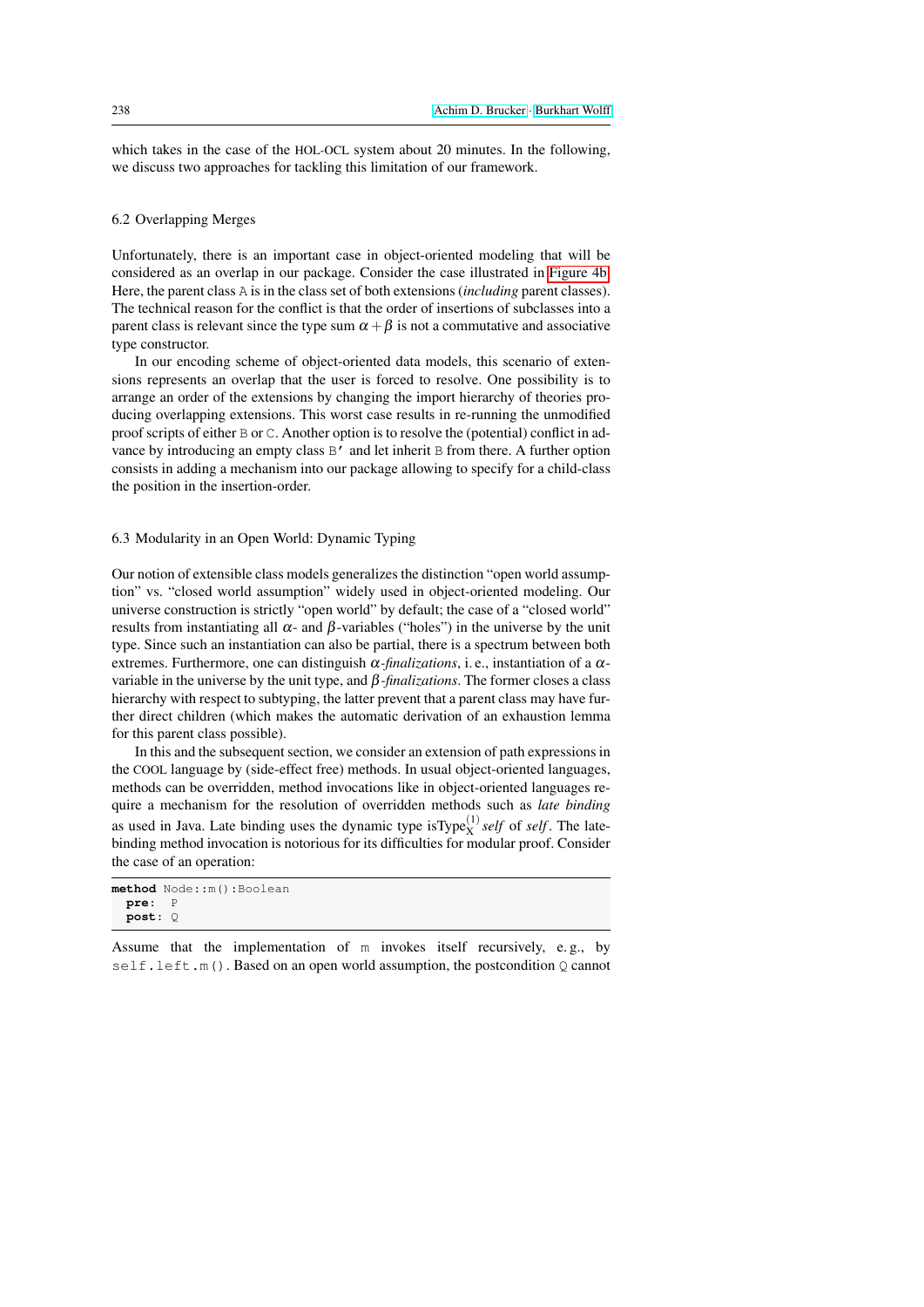which takes in the case of the HOL-OCL system about 20 minutes. In the following, we discuss two approaches for tackling this limitation of our framework.

### 6.2 Overlapping Merges

Unfortunately, there is an important case in object-oriented modeling that will be considered as an overlap in our package. Consider the case illustrated in Figure 4b. Here, the parent class `A` is in the class set of both extensions (*including* parent classes). The technical reason for the conflict is that the order of insertions of subclasses into a parent class is relevant since the type sum $\alpha + \beta$ is not a commutative and associative type constructor.

In our encoding scheme of object-oriented data models, this scenario of extensions represents an overlap that the user is forced to resolve. One possibility is to arrange an order of the extensions by changing the import hierarchy of theories producing overlapping extensions. This worst case results in re-running the unmodified proof scripts of either `B` or `C`. Another option is to resolve the (potential) conflict in advance by introducing an empty class `B'` and let inherit `B` from there. A further option consists in adding a mechanism into our package allowing to specify for a child-class the position in the insertion-order.

### 6.3 Modularity in an Open World: Dynamic Typing

Our notion of extensible class models generalizes the distinction "open world assumption" vs. "closed world assumption" widely used in object-oriented modeling. Our universe construction is strictly "open world" by default; the case of a "closed world" results from instantiating all $\alpha$- and $\beta$-variables ("holes") in the universe by the unit type. Since such an instantiation can also be partial, there is a spectrum between both extremes. Furthermore, one can distinguish *$\alpha$-finalizations*, i. e., instantiation of a $\alpha$-variable in the universe by the unit type, and *$\beta$-finalizations*. The former closes a class hierarchy with respect to subtyping, the latter prevent that a parent class may have further direct children (which makes the automatic derivation of an exhaustion lemma for this parent class possible).

In this and the subsequent section, we consider an extension of path expressions in the COOL language by (side-effect free) methods. In usual object-oriented languages, methods can be overridden, method invocations like in object-oriented languages require a mechanism for the resolution of overridden methods such as *late binding* as used in Java. Late binding uses the dynamic type $\text{isType}^{(1)}_{\text{X}}\, \mathit{self}$ of *self*. The late-binding method invocation is notorious for its difficulties for modular proof. Consider the case of an operation:

```
method Node::m():Boolean
  pre:  P
  post: Q
```

Assume that the implementation of `m` invokes itself recursively, e. g., by `self.left.m()`. Based on an open world assumption, the postcondition `Q` cannot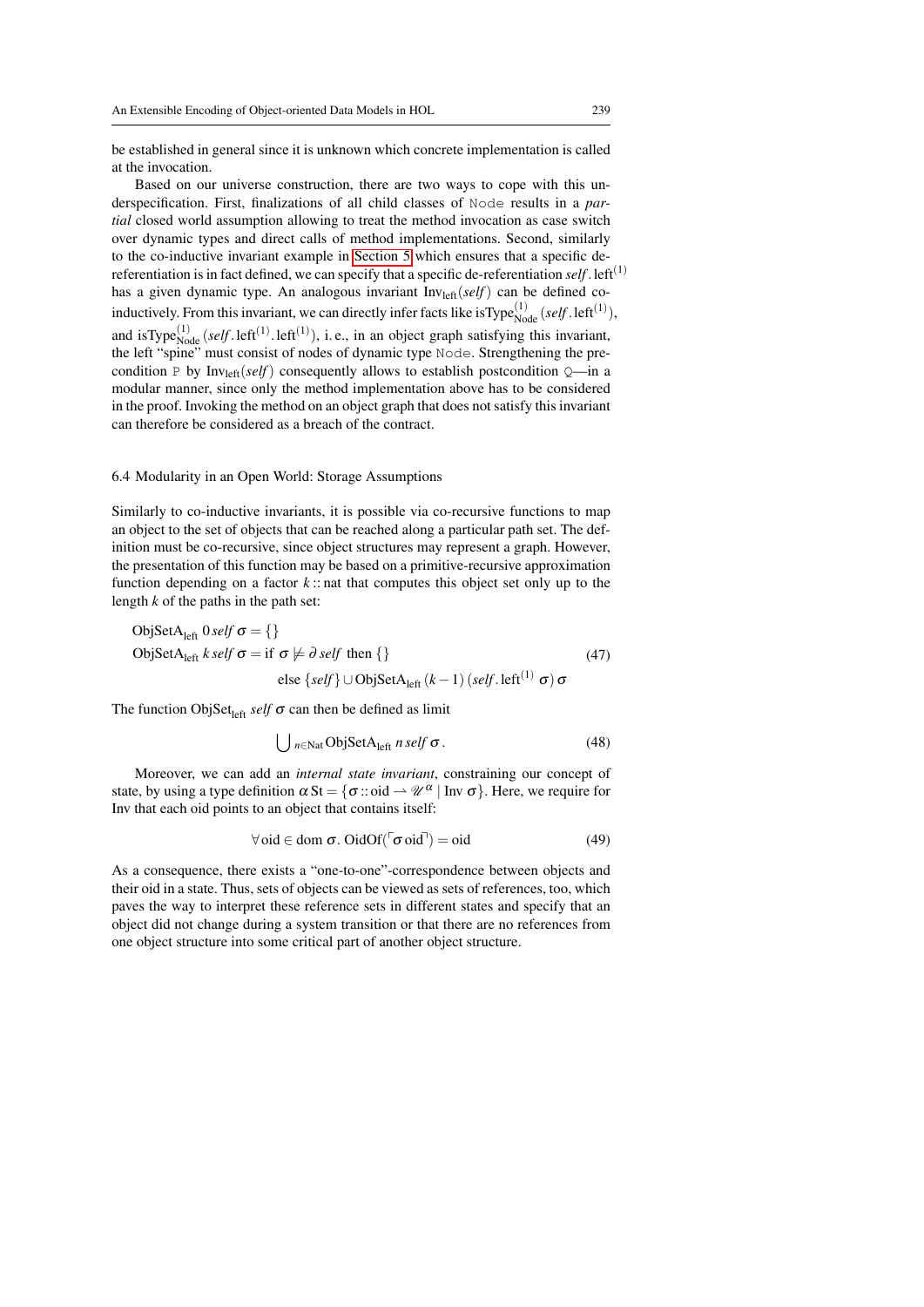be established in general since it is unknown which concrete implementation is called at the invocation.

Based on our universe construction, there are two ways to cope with this underspecification. First, finalizations of all child classes of `Node` results in a *partial* closed world assumption allowing to treat the method invocation as case switch over dynamic types and direct calls of method implementations. Second, similarly to the co-inductive invariant example in Section 5 which ensures that a specific de-referentiation is in fact defined, we can specify that a specific de-referentiation $self.\mathrm{left}^{(1)}$ has a given dynamic type. An analogous invariant $\mathrm{Inv}_{\mathrm{left}}(self)$ can be defined co-inductively. From this invariant, we can directly infer facts like $\mathrm{isType}^{(1)}_{\mathrm{Node}}(self.\mathrm{left}^{(1)})$, and $\mathrm{isType}^{(1)}_{\mathrm{Node}}(self.\mathrm{left}^{(1)}.\mathrm{left}^{(1)})$, i. e., in an object graph satisfying this invariant, the left "spine" must consist of nodes of dynamic type `Node`. Strengthening the precondition `P` by $\mathrm{Inv}_{\mathrm{left}}(self)$ consequently allows to establish postcondition `Q`—in a modular manner, since only the method implementation above has to be considered in the proof. Invoking the method on an object graph that does not satisfy this invariant can therefore be considered as a breach of the contract.

### 6.4 Modularity in an Open World: Storage Assumptions

Similarly to co-inductive invariants, it is possible via co-recursive functions to map an object to the set of objects that can be reached along a particular path set. The definition must be co-recursive, since object structures may represent a graph. However, the presentation of this function may be based on a primitive-recursive approximation function depending on a factor $k :: \mathrm{nat}$ that computes this object set only up to the length $k$ of the paths in the path set:

$$
\begin{aligned}
&\mathrm{ObjSetA}_{\mathrm{left}}\ 0\ self\ \sigma = \{\}\\
&\mathrm{ObjSetA}_{\mathrm{left}}\ k\ self\ \sigma = \text{if } \sigma \not\models \partial\, self \text{ then } \{\}\\
&\qquad\qquad\qquad\qquad \text{else } \{self\} \cup \mathrm{ObjSetA}_{\mathrm{left}}\ (k-1)\ (self.\mathrm{left}^{(1)}\ \sigma)\ \sigma
\end{aligned}
\tag{47}
$$

The function $\mathrm{ObjSet}_{\mathrm{left}}\ self\ \sigma$ can then be defined as limit

$$
\bigcup\nolimits_{n \in \mathrm{Nat}} \mathrm{ObjSetA}_{\mathrm{left}}\ n\ self\ \sigma\,. \tag{48}
$$

Moreover, we can add an *internal state invariant*, constraining our concept of state, by using a type definition $\alpha\,\mathrm{St} = \{\sigma :: \mathrm{oid} \rightharpoonup \mathscr{U}^{\alpha} \mid \mathrm{Inv}\ \sigma\}$. Here, we require for Inv that each oid points to an object that contains itself:

$$
\forall\, \mathrm{oid} \in \mathrm{dom}\ \sigma.\ \mathrm{OidOf}(\ulcorner \sigma\, \mathrm{oid} \urcorner) = \mathrm{oid} \tag{49}
$$

As a consequence, there exists a "one-to-one"-correspondence between objects and their oid in a state. Thus, sets of objects can be viewed as sets of references, too, which paves the way to interpret these reference sets in different states and specify that an object did not change during a system transition or that there are no references from one object structure into some critical part of another object structure.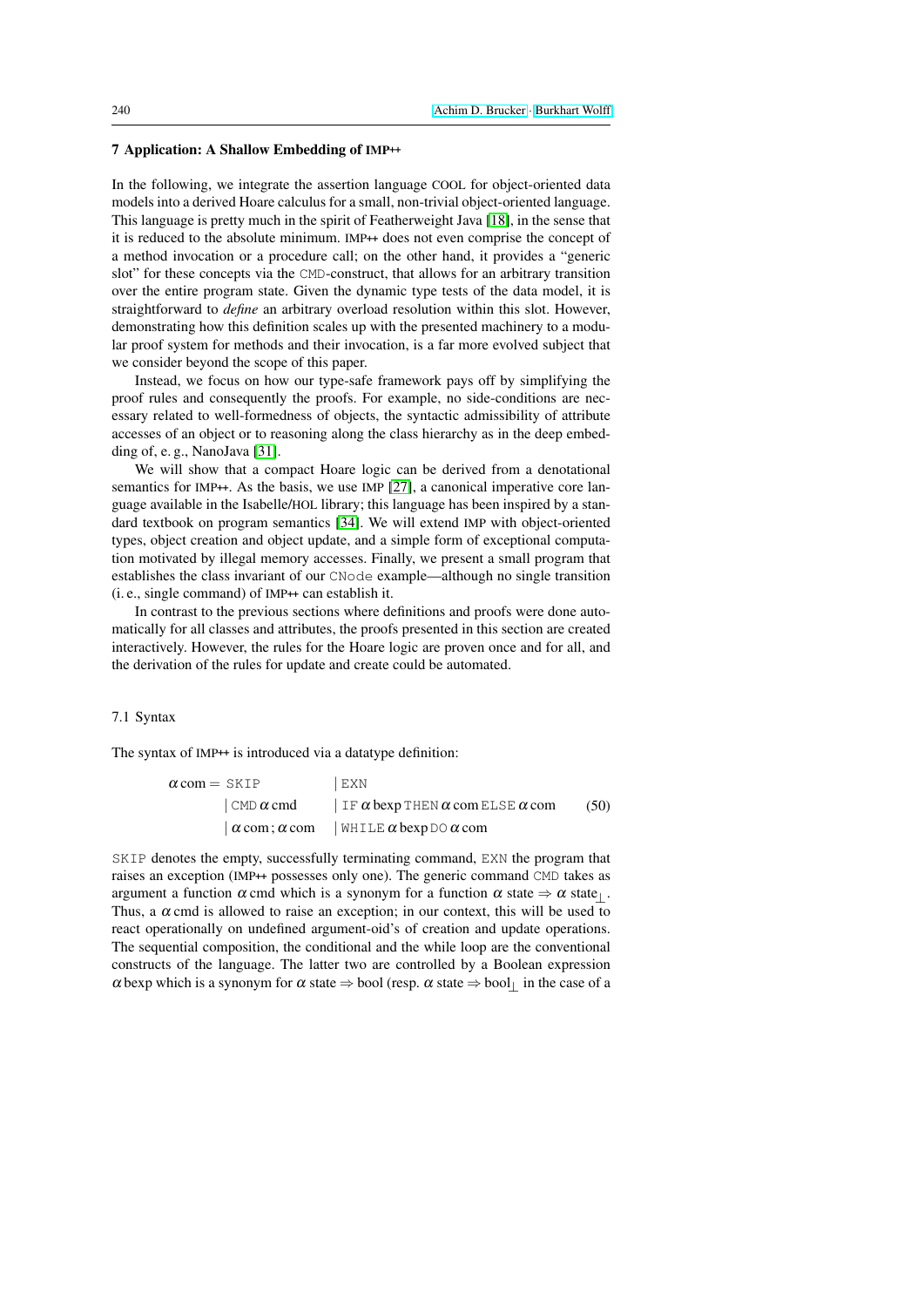## 7 Application: A Shallow Embedding of IMP++

In the following, we integrate the assertion language COOL for object-oriented data models into a derived Hoare calculus for a small, non-trivial object-oriented language. This language is pretty much in the spirit of Featherweight Java [18], in the sense that it is reduced to the absolute minimum. IMP++ does not even comprise the concept of a method invocation or a procedure call; on the other hand, it provides a "generic slot" for these concepts via the `CMD`-construct, that allows for an arbitrary transition over the entire program state. Given the dynamic type tests of the data model, it is straightforward to *define* an arbitrary overload resolution within this slot. However, demonstrating how this definition scales up with the presented machinery to a modular proof system for methods and their invocation, is a far more evolved subject that we consider beyond the scope of this paper.

Instead, we focus on how our type-safe framework pays off by simplifying the proof rules and consequently the proofs. For example, no side-conditions are necessary related to well-formedness of objects, the syntactic admissibility of attribute accesses of an object or to reasoning along the class hierarchy as in the deep embedding of, e. g., NanoJava [31].

We will show that a compact Hoare logic can be derived from a denotational semantics for IMP++. As the basis, we use IMP [27], a canonical imperative core language available in the Isabelle/HOL library; this language has been inspired by a standard textbook on program semantics [34]. We will extend IMP with object-oriented types, object creation and object update, and a simple form of exceptional computation motivated by illegal memory accesses. Finally, we present a small program that establishes the class invariant of our `CNode` example—although no single transition (i. e., single command) of IMP++ can establish it.

In contrast to the previous sections where definitions and proofs were done automatically for all classes and attributes, the proofs presented in this section are created interactively. However, the rules for the Hoare logic are proven once and for all, and the derivation of the rules for update and create could be automated.

### 7.1 Syntax

The syntax of IMP++ is introduced via a datatype definition:

$$\begin{aligned}\alpha\,\text{com} = \;& \texttt{SKIP} && \mid \texttt{EXN} \\ & \mid \texttt{CMD}\,\alpha\,\text{cmd} && \mid \texttt{IF}\,\alpha\,\text{bexp}\,\texttt{THEN}\,\alpha\,\text{com}\,\texttt{ELSE}\,\alpha\,\text{com} \\ & \mid \alpha\,\text{com}\,;\alpha\,\text{com} && \mid \texttt{WHILE}\,\alpha\,\text{bexp}\,\texttt{DO}\,\alpha\,\text{com}\end{aligned} \tag{50}$$

`SKIP` denotes the empty, successfully terminating command, `EXN` the program that raises an exception (IMP++ possesses only one). The generic command `CMD` takes as argument a function $\alpha\,\text{cmd}$ which is a synonym for a function $\alpha\ \text{state} \Rightarrow \alpha\ \text{state}_\bot$. Thus, a $\alpha\,\text{cmd}$ is allowed to raise an exception; in our context, this will be used to react operationally on undefined argument-oid's of creation and update operations. The sequential composition, the conditional and the while loop are the conventional constructs of the language. The latter two are controlled by a Boolean expression $\alpha\,\text{bexp}$ which is a synonym for $\alpha\ \text{state} \Rightarrow \text{bool}$ (resp. $\alpha\ \text{state} \Rightarrow \text{bool}_\bot$ in the case of a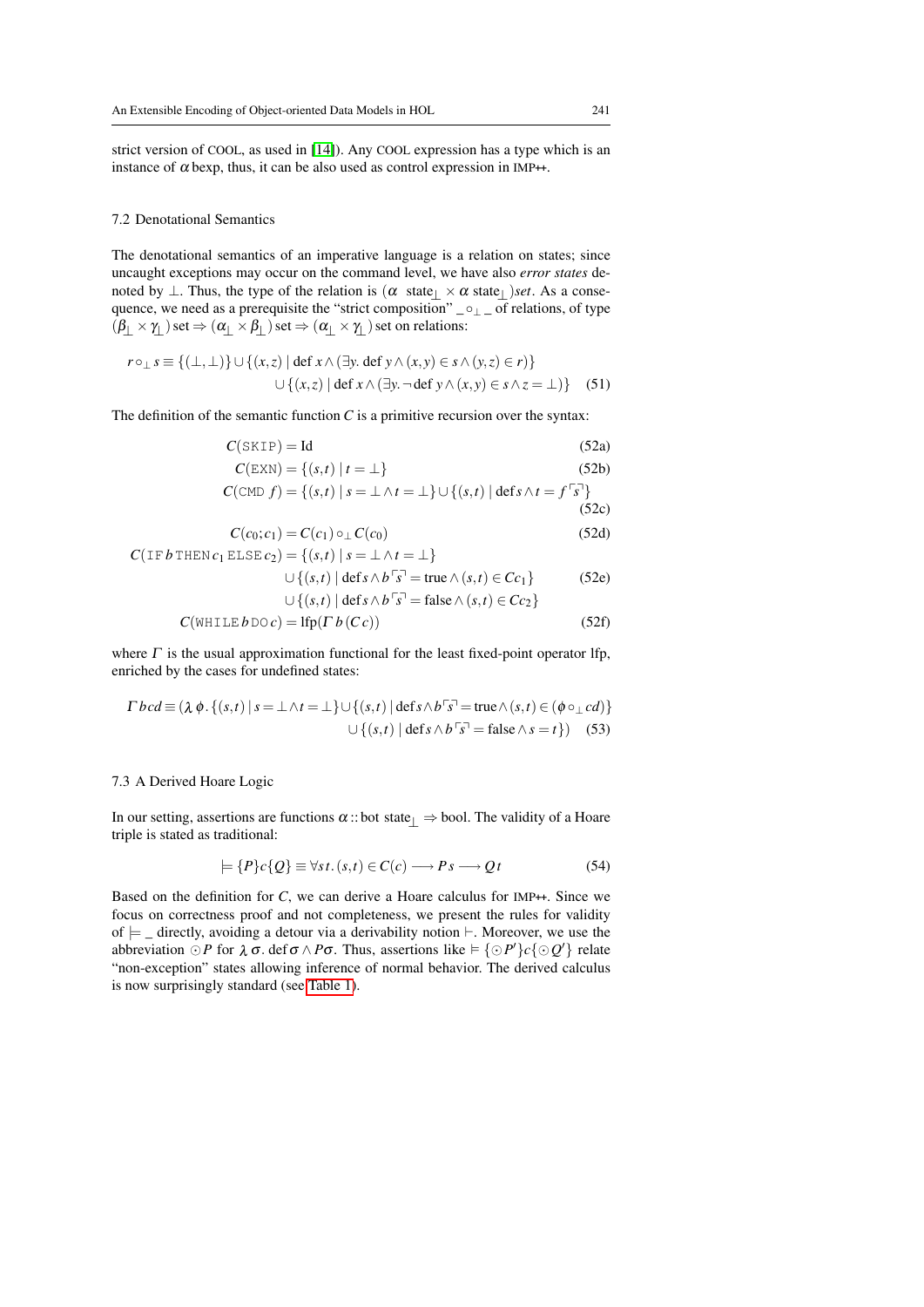strict version of COOL, as used in [14]). Any COOL expression has a type which is an instance of $\alpha$ bexp, thus, it can be also used as control expression in IMP++.

### 7.2 Denotational Semantics

The denotational semantics of an imperative language is a relation on states; since uncaught exceptions may occur on the command level, we have also *error states* denoted by $\perp$. Thus, the type of the relation is $(\alpha\ \text{state}_\perp \times \alpha\ \text{state}_\perp)$*set*. As a consequence, we need as a prerequisite the "strict composition" $\_ \circ_\perp \_$ of relations, of type $(\beta_\perp \times \gamma_\perp)\,\text{set} \Rightarrow (\alpha_\perp \times \beta_\perp)\,\text{set} \Rightarrow (\alpha_\perp \times \gamma_\perp)\,\text{set}$ on relations:

$$r \circ_\perp s \equiv \{(\perp,\perp)\} \cup \{(x,z) \mid \text{def}\,x \wedge (\exists y.\ \text{def}\,y \wedge (x,y) \in s \wedge (y,z) \in r)\} \\ \cup \{(x,z) \mid \text{def}\,x \wedge (\exists y.\ \neg\,\text{def}\,y \wedge (x,y) \in s \wedge z = \perp)\} \quad (51)$$

The definition of the semantic function $C$ is a primitive recursion over the syntax:

$$C(\texttt{SKIP}) = \text{Id} \quad (52a)$$

$$C(\texttt{EXN}) = \{(s,t) \mid t = \perp\} \quad (52b)$$

$$C(\texttt{CMD}\ f) = \{(s,t) \mid s = \perp \wedge t = \perp\} \cup \{(s,t) \mid \text{def}\,s \wedge t = f\ulcorner s \urcorner\} \quad (52c)$$

$$C(c_0;c_1) = C(c_1) \circ_\perp C(c_0) \quad (52d)$$

$$C(\texttt{IF}\,b\,\texttt{THEN}\,c_1\,\texttt{ELSE}\,c_2) = \{(s,t) \mid s = \perp \wedge t = \perp\} \\ \cup \{(s,t) \mid \text{def}\,s \wedge b\ulcorner s \urcorner = \text{true} \wedge (s,t) \in C c_1\} \\ \cup \{(s,t) \mid \text{def}\,s \wedge b\ulcorner s \urcorner = \text{false} \wedge (s,t) \in C c_2\} \quad (52e)$$

$$C(\texttt{WHILE}\,b\,\texttt{DO}\,c) = \text{lfp}(\Gamma\,b\,(C\,c)) \quad (52f)$$

where $\Gamma$ is the usual approximation functional for the least fixed-point operator lfp, enriched by the cases for undefined states:

$$\Gamma\,b\,c\,d \equiv (\lambda\,\phi.\,\{(s,t) \mid s = \perp \wedge t = \perp\} \cup \{(s,t) \mid \text{def}\,s \wedge b\ulcorner s \urcorner = \text{true} \wedge (s,t) \in (\phi \circ_\perp c\,d)\} \\ \cup \{(s,t) \mid \text{def}\,s \wedge b\ulcorner s \urcorner = \text{false} \wedge s = t\}) \quad (53)$$

### 7.3 A Derived Hoare Logic

In our setting, assertions are functions $\alpha :: \text{bot state}_\perp \Rightarrow \text{bool}$. The validity of a Hoare triple is stated as traditional:

$$\models \{P\}c\{Q\} \equiv \forall s\,t.\,(s,t) \in C(c) \longrightarrow P\,s \longrightarrow Q\,t \quad (54)$$

Based on the definition for $C$, we can derive a Hoare calculus for IMP++. Since we focus on correctness proof and not completeness, we present the rules for validity of $\models \_$ directly, avoiding a detour via a derivability notion $\vdash$. Moreover, we use the abbreviation $\odot P$ for $\lambda\,\sigma.\,\text{def}\,\sigma \wedge P\sigma$. Thus, assertions like $\models \{\odot P'\}c\{\odot Q'\}$ relate "non-exception" states allowing inference of normal behavior. The derived calculus is now surprisingly standard (see Table 1).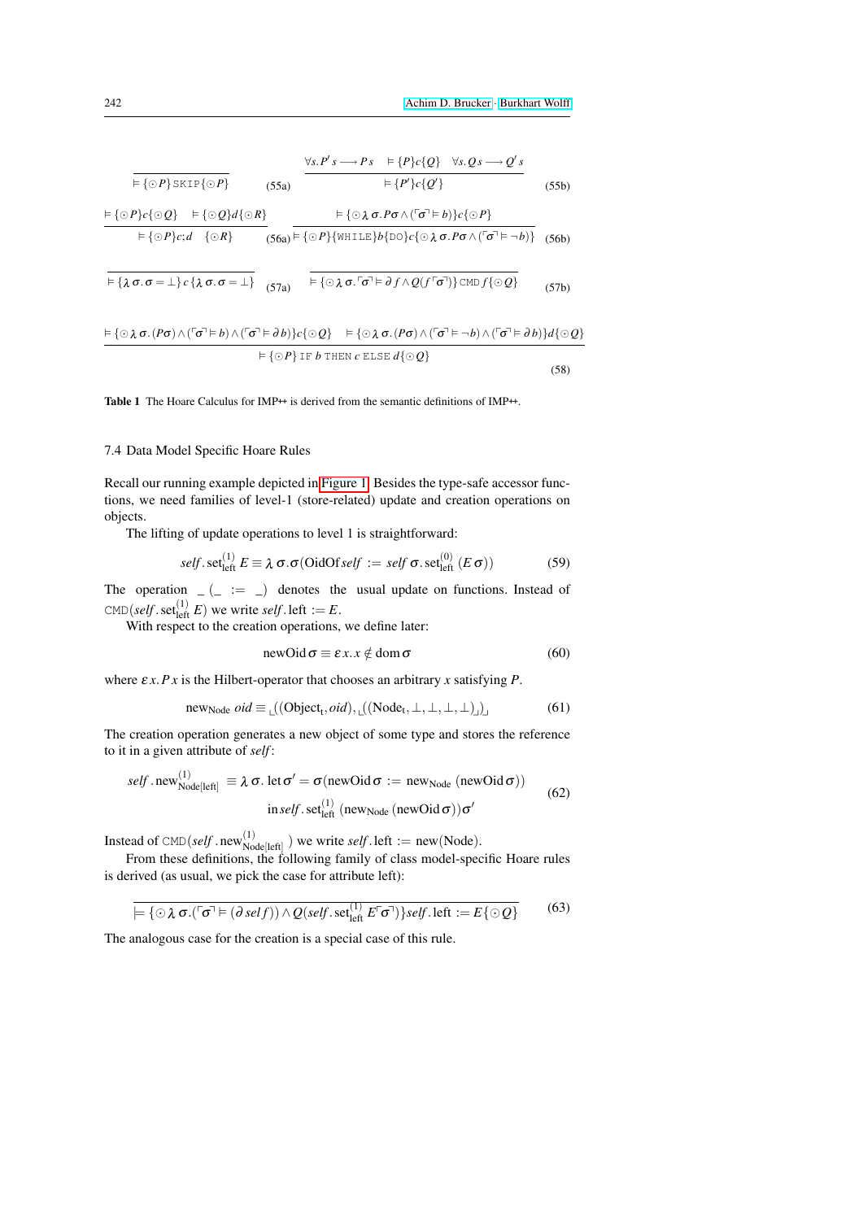$$\frac{}{\vDash \{\odot P\}\,\texttt{SKIP}\{\odot P\}} \quad (55a) \qquad \frac{\forall s.\, P'\, s \longrightarrow P\, s \quad \vDash \{P\}c\{Q\} \quad \forall s.\, Q\, s \longrightarrow Q'\, s}{\vDash \{P'\}c\{Q'\}} \quad (55b)$$

$$\frac{\vDash \{\odot P\}c\{\odot Q\} \quad \vDash \{\odot Q\}d\{\odot R\}}{\vDash \{\odot P\}c;d \quad \{\odot R\}} \quad (56a) \qquad \frac{\vDash \{\odot \lambda\, \sigma.\, P\sigma \wedge (\ulcorner\sigma\urcorner \vDash b)\}c\{\odot P\}}{\vDash \{\odot P\}\{\texttt{WHILE}\}b\{\texttt{DO}\}c\{\odot \lambda\, \sigma.\, P\sigma \wedge (\ulcorner\sigma\urcorner \vDash \neg b)\}} \quad (56b)$$

$$\frac{}{\vDash \{\lambda\, \sigma.\, \sigma = \bot\}\, c\, \{\lambda\, \sigma.\, \sigma = \bot\}} \quad (57a) \qquad \frac{}{\vDash \{\odot \lambda\, \sigma.\, \ulcorner\sigma\urcorner \vDash \partial f \wedge Q(f\ulcorner\sigma\urcorner)\}\,\texttt{CMD}\, f\{\odot Q\}} \quad (57b)$$

$$\frac{\vDash \{\odot \lambda\, \sigma.\, (P\sigma) \wedge (\ulcorner\sigma\urcorner \vDash b) \wedge (\ulcorner\sigma\urcorner \vDash \partial b)\}c\{\odot Q\} \quad \vDash \{\odot \lambda\, \sigma.\, (P\sigma) \wedge (\ulcorner\sigma\urcorner \vDash \neg b) \wedge (\ulcorner\sigma\urcorner \vDash \partial b)\}d\{\odot Q\}}{\vDash \{\odot P\}\,\texttt{IF}\; b\; \texttt{THEN}\; c\; \texttt{ELSE}\; d\{\odot Q\}} \quad (58)$$

**Table 1** The Hoare Calculus for IMP++ is derived from the semantic definitions of IMP++.

### 7.4 Data Model Specific Hoare Rules

Recall our running example depicted in Figure 1. Besides the type-safe accessor functions, we need families of level-1 (store-related) update and creation operations on objects.

The lifting of update operations to level 1 is straightforward:

$$self\,.\,\mathrm{set}^{(1)}_{\mathrm{left}}\, E \equiv \lambda\, \sigma.\sigma(\mathrm{OidOf}\, self\, := \, self\, \sigma.\,\mathrm{set}^{(0)}_{\mathrm{left}}\, (E\,\sigma)) \tag{59}$$

The operation $\_\,(\_ \, := \, \_)$ denotes the usual update on functions. Instead of $\texttt{CMD}(self\,.\,\mathrm{set}^{(1)}_{\mathrm{left}}\, E)$ we write $self\,.\,\mathrm{left} := E$.

With respect to the creation operations, we define later:

$$\mathrm{newOid}\,\sigma \equiv \varepsilon\, x.\, x \notin \mathrm{dom}\,\sigma \tag{60}$$

where $\varepsilon\, x.\, P\, x$ is the Hilbert-operator that chooses an arbitrary $x$ satisfying $P$.

$$\mathrm{new}_{\mathrm{Node}}\; oid \equiv {}_\llcorner((\mathrm{Object}_{\mathrm{t}}, oid), {}_\llcorner((\mathrm{Node}_{\mathrm{t}}, \bot, \bot, \bot, \bot)_\lrcorner)_\lrcorner \tag{61}$$

The creation operation generates a new object of some type and stores the reference to it in a given attribute of *self*:

$$\begin{aligned} self\,.\,\mathrm{new}^{(1)}_{\mathrm{Node[left]}} \;\equiv \lambda\, \sigma.\; &\mathrm{let}\, \sigma' = \sigma(\mathrm{newOid}\,\sigma \, := \, \mathrm{new}_{\mathrm{Node}}\, (\mathrm{newOid}\,\sigma)) \\ &\mathrm{in}\, self\,.\,\mathrm{set}^{(1)}_{\mathrm{left}}\, (\mathrm{new}_{\mathrm{Node}}\, (\mathrm{newOid}\,\sigma))\sigma' \end{aligned} \tag{62}$$

Instead of $\texttt{CMD}(self\,.\,\mathrm{new}^{(1)}_{\mathrm{Node[left]}}\,)$ we write $self\,.\,\mathrm{left} := \mathrm{new}(\mathrm{Node})$.

From these definitions, the following family of class model-specific Hoare rules is derived (as usual, we pick the case for attribute left):

$$\frac{}{\models \{\odot\, \lambda\, \sigma.(\ulcorner\sigma\urcorner \vDash (\partial\, self)) \wedge Q(self.\,\mathrm{set}^{(1)}_{\mathrm{left}}\, E\ulcorner\sigma\urcorner)\} self.\,\mathrm{left} := E\{\odot Q\}} \tag{63}$$

The analogous case for the creation is a special case of this rule.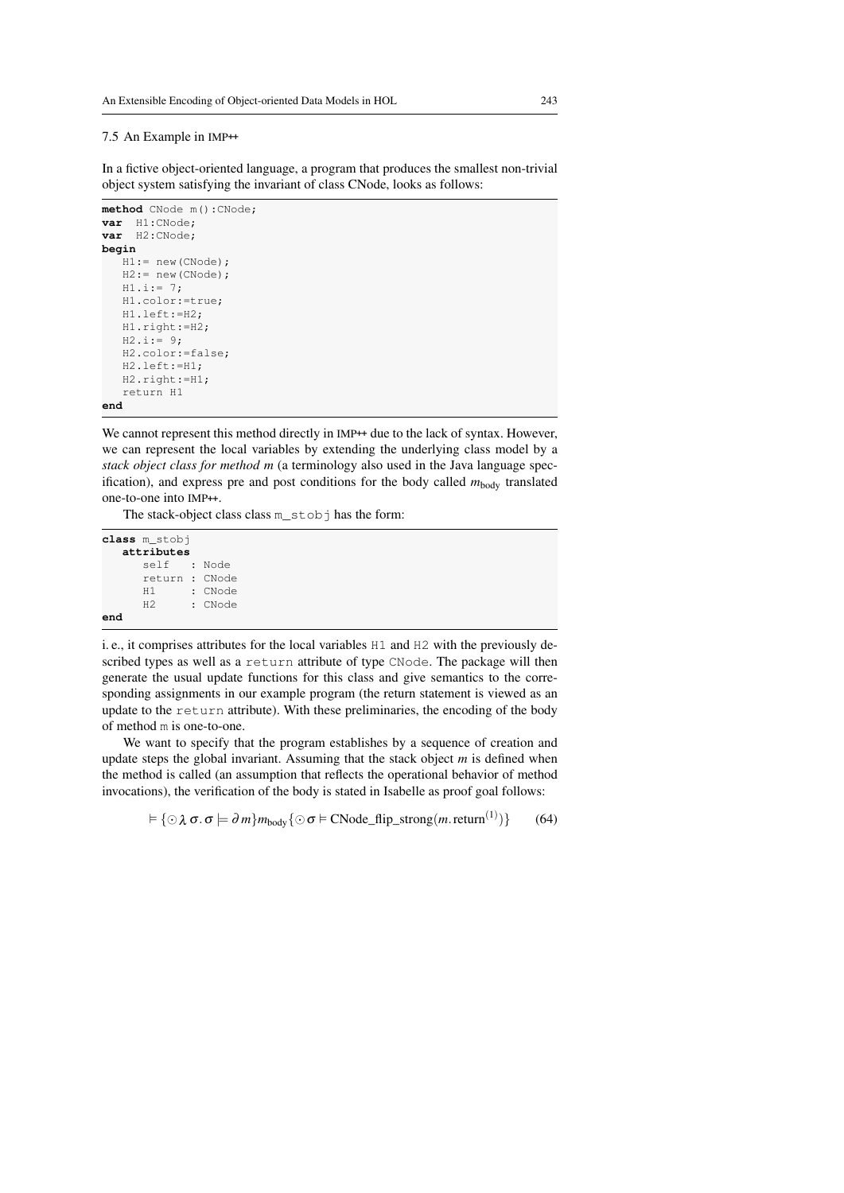### 7.5 An Example in IMP++

In a fictive object-oriented language, a program that produces the smallest non-trivial object system satisfying the invariant of class CNode, looks as follows:

```
method CNode m():CNode;
var  H1:CNode;
var  H2:CNode;
begin
   H1:= new(CNode);
   H2:= new(CNode);
   H1.i:= 7;
   H1.color:=true;
   H1.left:=H2;
   H1.right:=H2;
   H2.i:= 9;
   H2.color:=false;
   H2.left:=H1;
   H2.right:=H1;
   return H1
end
```

We cannot represent this method directly in IMP++ due to the lack of syntax. However, we can represent the local variables by extending the underlying class model by a *stack object class for method m* (a terminology also used in the Java language specification), and express pre and post conditions for the body called $m_{\text{body}}$ translated one-to-one into IMP++.

The stack-object class class `m_stobj` has the form:

```
class m_stobj
   attributes
      self   : Node
      return : CNode
      H1     : CNode
      H2     : CNode
end
```

i. e., it comprises attributes for the local variables `H1` and `H2` with the previously described types as well as a `return` attribute of type `CNode`. The package will then generate the usual update functions for this class and give semantics to the corresponding assignments in our example program (the return statement is viewed as an update to the `return` attribute). With these preliminaries, the encoding of the body of method `m` is one-to-one.

We want to specify that the program establishes by a sequence of creation and update steps the global invariant. Assuming that the stack object $m$ is defined when the method is called (an assumption that reflects the operational behavior of method invocations), the verification of the body is stated in Isabelle as proof goal follows:

$$\vDash \{\odot\, \lambda\, \sigma.\, \sigma \models \partial\, m\} m_{\text{body}} \{\odot\, \sigma \vDash \text{CNode\_flip\_strong}(m.\text{return}^{(1)})\} \tag{64}$$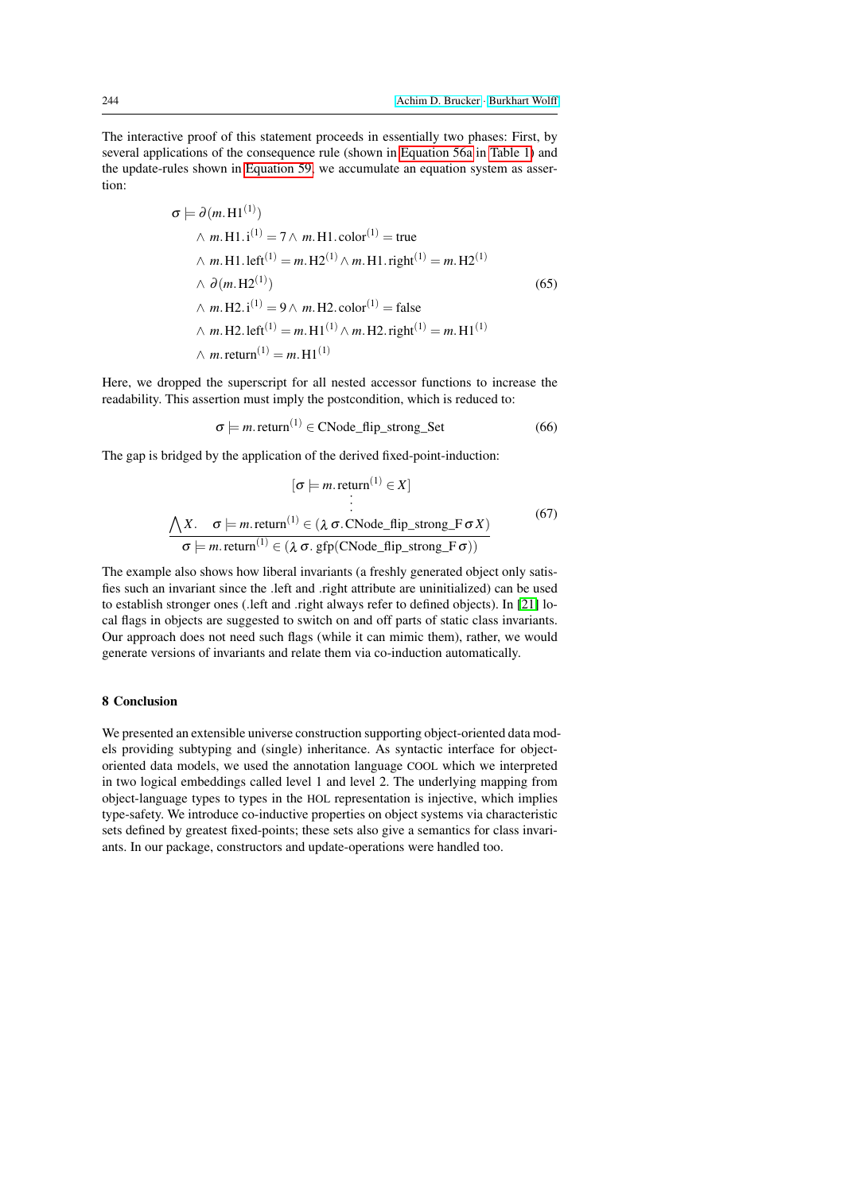The interactive proof of this statement proceeds in essentially two phases: First, by several applications of the consequence rule (shown in Equation 56a in Table 1) and the update-rules shown in Equation 59, we accumulate an equation system as assertion:

$$
\begin{aligned}
\sigma \models\ & \partial(m.\mathrm{H1}^{(1)}) \\
& \wedge\ m.\mathrm{H1}.\mathrm{i}^{(1)} = 7 \wedge\ m.\mathrm{H1}.\mathrm{color}^{(1)} = \mathrm{true} \\
& \wedge\ m.\mathrm{H1}.\mathrm{left}^{(1)} = m.\mathrm{H2}^{(1)} \wedge m.\mathrm{H1}.\mathrm{right}^{(1)} = m.\mathrm{H2}^{(1)} \\
& \wedge\ \partial(m.\mathrm{H2}^{(1)}) \\
& \wedge\ m.\mathrm{H2}.\mathrm{i}^{(1)} = 9 \wedge\ m.\mathrm{H2}.\mathrm{color}^{(1)} = \mathrm{false} \\
& \wedge\ m.\mathrm{H2}.\mathrm{left}^{(1)} = m.\mathrm{H1}^{(1)} \wedge m.\mathrm{H2}.\mathrm{right}^{(1)} = m.\mathrm{H1}^{(1)} \\
& \wedge\ m.\mathrm{return}^{(1)} = m.\mathrm{H1}^{(1)}
\end{aligned}
\tag{65}
$$

Here, we dropped the superscript for all nested accessor functions to increase the readability. This assertion must imply the postcondition, which is reduced to:

$$
\sigma \models m.\mathrm{return}^{(1)} \in \mathrm{CNode\_flip\_strong\_Set} \tag{66}
$$

The gap is bridged by the application of the derived fixed-point-induction:

$$
\frac{\bigwedge X. \quad \begin{array}{c}[\sigma \models m.\mathrm{return}^{(1)} \in X] \\ \vdots \\ \sigma \models m.\mathrm{return}^{(1)} \in (\lambda\, \sigma.\, \mathrm{CNode\_flip\_strong\_F}\, \sigma\, X)\end{array}}{\sigma \models m.\mathrm{return}^{(1)} \in (\lambda\, \sigma.\, \mathrm{gfp}(\mathrm{CNode\_flip\_strong\_F}\, \sigma))} \tag{67}
$$

The example also shows how liberal invariants (a freshly generated object only satisfies such an invariant since the .left and .right attribute are uninitialized) can be used to establish stronger ones (.left and .right always refer to defined objects). In [21] local flags in objects are suggested to switch on and off parts of static class invariants. Our approach does not need such flags (while it can mimic them), rather, we would generate versions of invariants and relate them via co-induction automatically.

## 8 Conclusion

We presented an extensible universe construction supporting object-oriented data models providing subtyping and (single) inheritance. As syntactic interface for object-oriented data models, we used the annotation language COOL which we interpreted in two logical embeddings called level 1 and level 2. The underlying mapping from object-language types to types in the HOL representation is injective, which implies type-safety. We introduce co-inductive properties on object systems via characteristic sets defined by greatest fixed-points; these sets also give a semantics for class invariants. In our package, constructors and update-operations were handled too.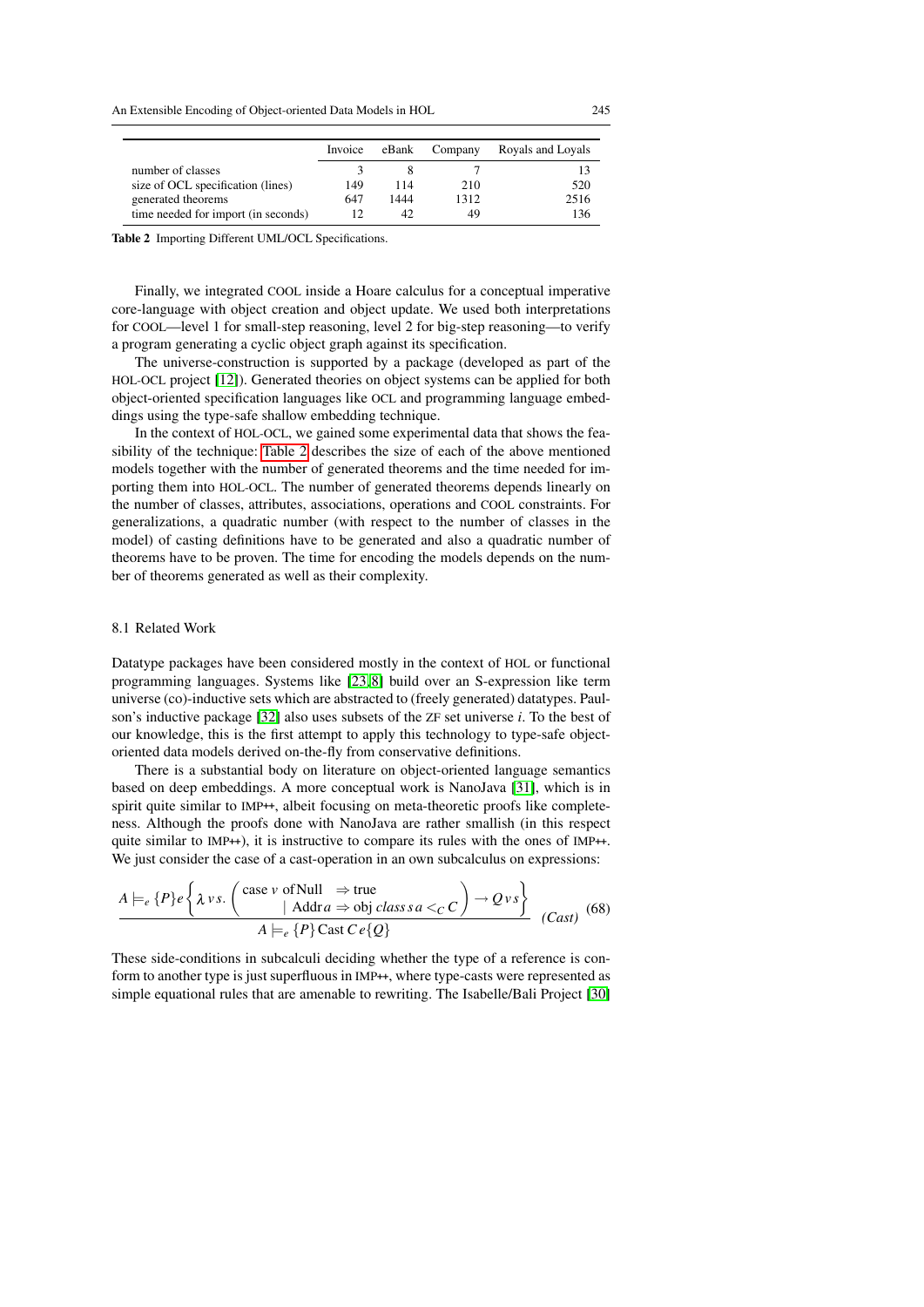|  | Invoice | eBank | Company | Royals and Loyals |
|---|---|---|---|---|
| number of classes | 3 | 8 | 7 | 13 |
| size of OCL specification (lines) | 149 | 114 | 210 | 520 |
| generated theorems | 647 | 1444 | 1312 | 2516 |
| time needed for import (in seconds) | 12 | 42 | 49 | 136 |

**Table 2** Importing Different UML/OCL Specifications.

Finally, we integrated COOL inside a Hoare calculus for a conceptual imperative core-language with object creation and object update. We used both interpretations for COOL—level 1 for small-step reasoning, level 2 for big-step reasoning—to verify a program generating a cyclic object graph against its specification.

The universe-construction is supported by a package (developed as part of the HOL-OCL project [12]). Generated theories on object systems can be applied for both object-oriented specification languages like OCL and programming language embeddings using the type-safe shallow embedding technique.

In the context of HOL-OCL, we gained some experimental data that shows the feasibility of the technique: Table 2 describes the size of each of the above mentioned models together with the number of generated theorems and the time needed for importing them into HOL-OCL. The number of generated theorems depends linearly on the number of classes, attributes, associations, operations and COOL constraints. For generalizations, a quadratic number (with respect to the number of classes in the model) of casting definitions have to be generated and also a quadratic number of theorems have to be proven. The time for encoding the models depends on the number of theorems generated as well as their complexity.

### 8.1 Related Work

Datatype packages have been considered mostly in the context of HOL or functional programming languages. Systems like [23,8] build over an S-expression like term universe (co)-inductive sets which are abstracted to (freely generated) datatypes. Paulson's inductive package [32] also uses subsets of the ZF set universe $i$. To the best of our knowledge, this is the first attempt to apply this technology to type-safe object-oriented data models derived on-the-fly from conservative definitions.

There is a substantial body on literature on object-oriented language semantics based on deep embeddings. A more conceptual work is NanoJava [31], which is in spirit quite similar to IMP++, albeit focusing on meta-theoretic proofs like completeness. Although the proofs done with NanoJava are rather smallish (in this respect quite similar to IMP++), it is instructive to compare its rules with the ones of IMP++. We just consider the case of a cast-operation in an own subcalculus on expressions:

$$\frac{A \models_e \{P\} e \left\{ \lambda\, v\, s.\ \left( \begin{array}{l} \text{case } v \text{ of Null} \quad \Rightarrow \text{true} \\ \qquad\quad\ \mid \text{Addr}\, a \Rightarrow \text{obj}\ \mathit{class}\, s\, a <_C C \end{array} \right) \rightarrow Q\, v\, s \right\}}{A \models_e \{P\}\, \text{Cast}\, C\, e \{Q\}} \ \textit{(Cast)} \quad (68)$$

These side-conditions in subcalculi deciding whether the type of a reference is conform to another type is just superfluous in IMP++, where type-casts were represented as simple equational rules that are amenable to rewriting. The Isabelle/Bali Project [30]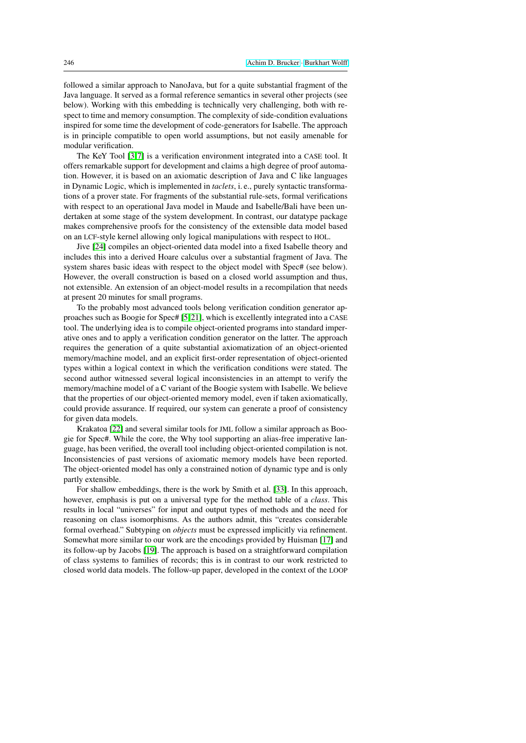followed a similar approach to NanoJava, but for a quite substantial fragment of the Java language. It served as a formal reference semantics in several other projects (see below). Working with this embedding is technically very challenging, both with respect to time and memory consumption. The complexity of side-condition evaluations inspired for some time the development of code-generators for Isabelle. The approach is in principle compatible to open world assumptions, but not easily amenable for modular verification.

The KeY Tool [3,7] is a verification environment integrated into a CASE tool. It offers remarkable support for development and claims a high degree of proof automation. However, it is based on an axiomatic description of Java and C like languages in Dynamic Logic, which is implemented in *taclets*, i. e., purely syntactic transformations of a prover state. For fragments of the substantial rule-sets, formal verifications with respect to an operational Java model in Maude and Isabelle/Bali have been undertaken at some stage of the system development. In contrast, our datatype package makes comprehensive proofs for the consistency of the extensible data model based on an LCF-style kernel allowing only logical manipulations with respect to HOL.

Jive [24] compiles an object-oriented data model into a fixed Isabelle theory and includes this into a derived Hoare calculus over a substantial fragment of Java. The system shares basic ideas with respect to the object model with Spec# (see below). However, the overall construction is based on a closed world assumption and thus, not extensible. An extension of an object-model results in a recompilation that needs at present 20 minutes for small programs.

To the probably most advanced tools belong verification condition generator approaches such as Boogie for Spec# [5,21], which is excellently integrated into a CASE tool. The underlying idea is to compile object-oriented programs into standard imperative ones and to apply a verification condition generator on the latter. The approach requires the generation of a quite substantial axiomatization of an object-oriented memory/machine model, and an explicit first-order representation of object-oriented types within a logical context in which the verification conditions were stated. The second author witnessed several logical inconsistencies in an attempt to verify the memory/machine model of a C variant of the Boogie system with Isabelle. We believe that the properties of our object-oriented memory model, even if taken axiomatically, could provide assurance. If required, our system can generate a proof of consistency for given data models.

Krakatoa [22] and several similar tools for JML follow a similar approach as Boogie for Spec#. While the core, the Why tool supporting an alias-free imperative language, has been verified, the overall tool including object-oriented compilation is not. Inconsistencies of past versions of axiomatic memory models have been reported. The object-oriented model has only a constrained notion of dynamic type and is only partly extensible.

For shallow embeddings, there is the work by Smith et al. [33]. In this approach, however, emphasis is put on a universal type for the method table of a *class*. This results in local "universes" for input and output types of methods and the need for reasoning on class isomorphisms. As the authors admit, this "creates considerable formal overhead." Subtyping on *objects* must be expressed implicitly via refinement. Somewhat more similar to our work are the encodings provided by Huisman [17] and its follow-up by Jacobs [19]. The approach is based on a straightforward compilation of class systems to families of records; this is in contrast to our work restricted to closed world data models. The follow-up paper, developed in the context of the LOOP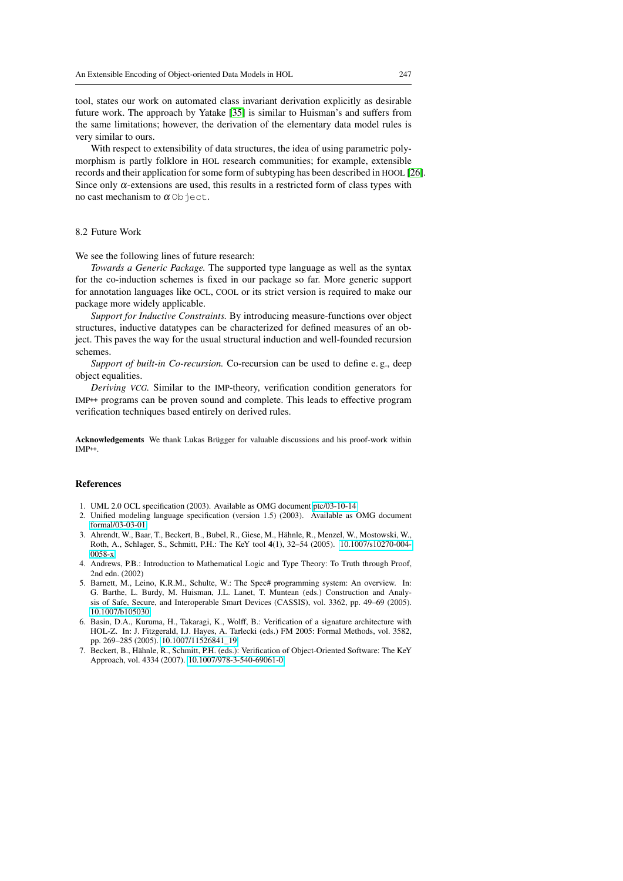tool, states our work on automated class invariant derivation explicitly as desirable future work. The approach by Yatake [35] is similar to Huisman's and suffers from the same limitations; however, the derivation of the elementary data model rules is very similar to ours.

With respect to extensibility of data structures, the idea of using parametric polymorphism is partly folklore in HOL research communities; for example, extensible records and their application for some form of subtyping has been described in HOOL [26]. Since only $\alpha$-extensions are used, this results in a restricted form of class types with no cast mechanism to $\alpha$ `Object`.

### 8.2 Future Work

We see the following lines of future research:

*Towards a Generic Package.* The supported type language as well as the syntax for the co-induction schemes is fixed in our package so far. More generic support for annotation languages like OCL, COOL or its strict version is required to make our package more widely applicable.

*Support for Inductive Constraints.* By introducing measure-functions over object structures, inductive datatypes can be characterized for defined measures of an object. This paves the way for the usual structural induction and well-founded recursion schemes.

*Support of built-in Co-recursion.* Co-recursion can be used to define e. g., deep object equalities.

*Deriving VCG.* Similar to the IMP-theory, verification condition generators for IMP++ programs can be proven sound and complete. This leads to effective program verification techniques based entirely on derived rules.

**Acknowledgements** We thank Lukas Brügger for valuable discussions and his proof-work within IMP++.

## References

1. UML 2.0 OCL specification (2003). Available as OMG document ptc/03-10-14
2. Unified modeling language specification (version 1.5) (2003). Available as OMG document formal/03-03-01
3. Ahrendt, W., Baar, T., Beckert, B., Bubel, R., Giese, M., Hähnle, R., Menzel, W., Mostowski, W., Roth, A., Schlager, S., Schmitt, P.H.: The KeY tool **4**(1), 32–54 (2005). 10.1007/s10270-004-0058-x
4. Andrews, P.B.: Introduction to Mathematical Logic and Type Theory: To Truth through Proof, 2nd edn. (2002)
5. Barnett, M., Leino, K.R.M., Schulte, W.: The Spec# programming system: An overview. In: G. Barthe, L. Burdy, M. Huisman, J.L. Lanet, T. Muntean (eds.) Construction and Analysis of Safe, Secure, and Interoperable Smart Devices (CASSIS), vol. 3362, pp. 49–69 (2005). 10.1007/b105030
6. Basin, D.A., Kuruma, H., Takaragi, K., Wolff, B.: Verification of a signature architecture with HOL-Z. In: J. Fitzgerald, I.J. Hayes, A. Tarlecki (eds.) FM 2005: Formal Methods, vol. 3582, pp. 269–285 (2005). 10.1007/11526841_19
7. Beckert, B., Hähnle, R., Schmitt, P.H. (eds.): Verification of Object-Oriented Software: The KeY Approach, vol. 4334 (2007). 10.1007/978-3-540-69061-0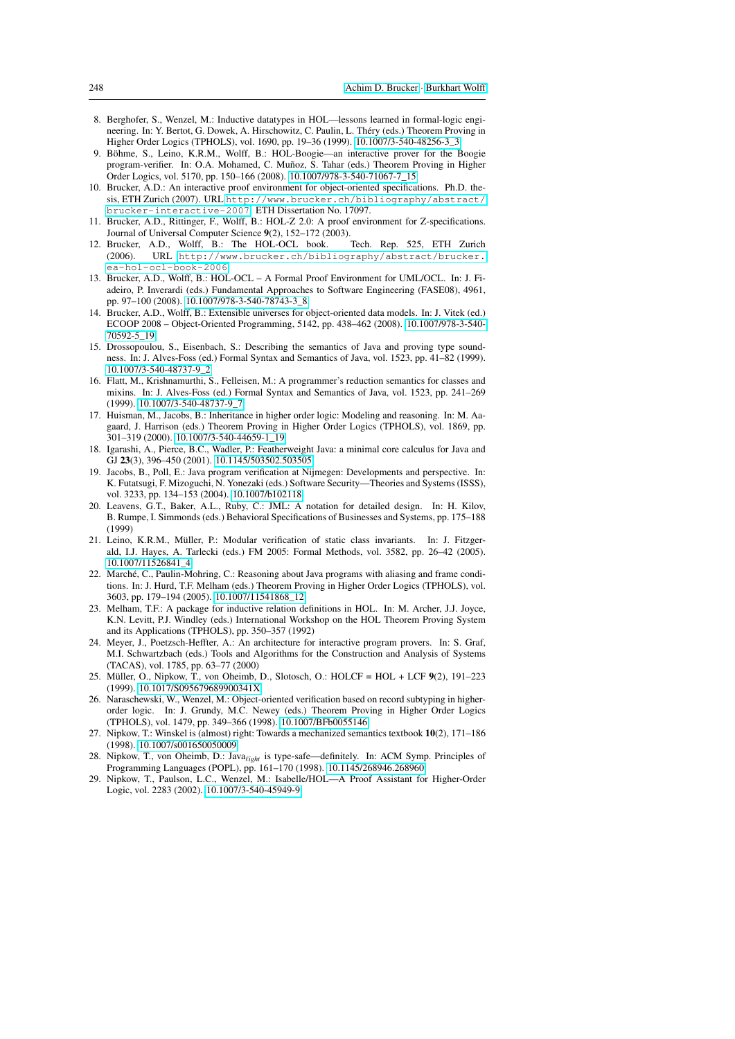8. Berghofer, S., Wenzel, M.: Inductive datatypes in HOL—lessons learned in formal-logic engineering. In: Y. Bertot, G. Dowek, A. Hirschowitz, C. Paulin, L. Théry (eds.) Theorem Proving in Higher Order Logics (TPHOLS), vol. 1690, pp. 19–36 (1999). 10.1007/3-540-48256-3_3
9. Böhme, S., Leino, K.R.M., Wolff, B.: HOL-Boogie—an interactive prover for the Boogie program-verifier. In: O.A. Mohamed, C. Muñoz, S. Tahar (eds.) Theorem Proving in Higher Order Logics, vol. 5170, pp. 150–166 (2008). 10.1007/978-3-540-71067-7_15
10. Brucker, A.D.: An interactive proof environment for object-oriented specifications. Ph.D. thesis, ETH Zurich (2007). URL `http://www.brucker.ch/bibliography/abstract/brucker-interactive-2007`. ETH Dissertation No. 17097.
11. Brucker, A.D., Rittinger, F., Wolff, B.: HOL-Z 2.0: A proof environment for Z-specifications. Journal of Universal Computer Science **9**(2), 152–172 (2003).
12. Brucker, A.D., Wolff, B.: The HOL-OCL book. Tech. Rep. 525, ETH Zurich (2006). URL `http://www.brucker.ch/bibliography/abstract/brucker.ea-hol-ocl-book-2006`
13. Brucker, A.D., Wolff, B.: HOL-OCL – A Formal Proof Environment for UML/OCL. In: J. Fiadeiro, P. Inverardi (eds.) Fundamental Approaches to Software Engineering (FASE08), 4961, pp. 97–100 (2008). 10.1007/978-3-540-78743-3_8
14. Brucker, A.D., Wolff, B.: Extensible universes for object-oriented data models. In: J. Vitek (ed.) ECOOP 2008 – Object-Oriented Programming, 5142, pp. 438–462 (2008). 10.1007/978-3-540-70592-5_19
15. Drossopoulou, S., Eisenbach, S.: Describing the semantics of Java and proving type soundness. In: J. Alves-Foss (ed.) Formal Syntax and Semantics of Java, vol. 1523, pp. 41–82 (1999). 10.1007/3-540-48737-9_2
16. Flatt, M., Krishnamurthi, S., Felleisen, M.: A programmer's reduction semantics for classes and mixins. In: J. Alves-Foss (ed.) Formal Syntax and Semantics of Java, vol. 1523, pp. 241–269 (1999). 10.1007/3-540-48737-9_7
17. Huisman, M., Jacobs, B.: Inheritance in higher order logic: Modeling and reasoning. In: M. Aagaard, J. Harrison (eds.) Theorem Proving in Higher Order Logics (TPHOLS), vol. 1869, pp. 301–319 (2000). 10.1007/3-540-44659-1_19
18. Igarashi, A., Pierce, B.C., Wadler, P.: Featherweight Java: a minimal core calculus for Java and GJ **23**(3), 396–450 (2001). 10.1145/503502.503505
19. Jacobs, B., Poll, E.: Java program verification at Nijmegen: Developments and perspective. In: K. Futatsugi, F. Mizoguchi, N. Yonezaki (eds.) Software Security—Theories and Systems (ISSS), vol. 3233, pp. 134–153 (2004). 10.1007/b102118
20. Leavens, G.T., Baker, A.L., Ruby, C.: JML: A notation for detailed design. In: H. Kilov, B. Rumpe, I. Simmonds (eds.) Behavioral Specifications of Businesses and Systems, pp. 175–188 (1999)
21. Leino, K.R.M., Müller, P.: Modular verification of static class invariants. In: J. Fitzgerald, I.J. Hayes, A. Tarlecki (eds.) FM 2005: Formal Methods, vol. 3582, pp. 26–42 (2005). 10.1007/11526841_4
22. Marché, C., Paulin-Mohring, C.: Reasoning about Java programs with aliasing and frame conditions. In: J. Hurd, T.F. Melham (eds.) Theorem Proving in Higher Order Logics (TPHOLS), vol. 3603, pp. 179–194 (2005). 10.1007/11541868_12
23. Melham, T.F.: A package for inductive relation definitions in HOL. In: M. Archer, J.J. Joyce, K.N. Levitt, P.J. Windley (eds.) International Workshop on the HOL Theorem Proving System and its Applications (TPHOLS), pp. 350–357 (1992)
24. Meyer, J., Poetzsch-Heffter, A.: An architecture for interactive program provers. In: S. Graf, M.I. Schwartzbach (eds.) Tools and Algorithms for the Construction and Analysis of Systems (TACAS), vol. 1785, pp. 63–77 (2000)
25. Müller, O., Nipkow, T., von Oheimb, D., Slotosch, O.: HOLCF = HOL + LCF **9**(2), 191–223 (1999). 10.1017/S095679689900341X
26. Naraschewski, W., Wenzel, M.: Object-oriented verification based on record subtyping in higher-order logic. In: J. Grundy, M.C. Newey (eds.) Theorem Proving in Higher Order Logics (TPHOLS), vol. 1479, pp. 349–366 (1998). 10.1007/BFb0055146
27. Nipkow, T.: Winskel is (almost) right: Towards a mechanized semantics textbook **10**(2), 171–186 (1998). 10.1007/s001650050009
28. Nipkow, T., von Oheimb, D.: Java$_{\ell ight}$ is type-safe—definitely. In: ACM Symp. Principles of Programming Languages (POPL), pp. 161–170 (1998). 10.1145/268946.268960
29. Nipkow, T., Paulson, L.C., Wenzel, M.: Isabelle/HOL—A Proof Assistant for Higher-Order Logic, vol. 2283 (2002). 10.1007/3-540-45949-9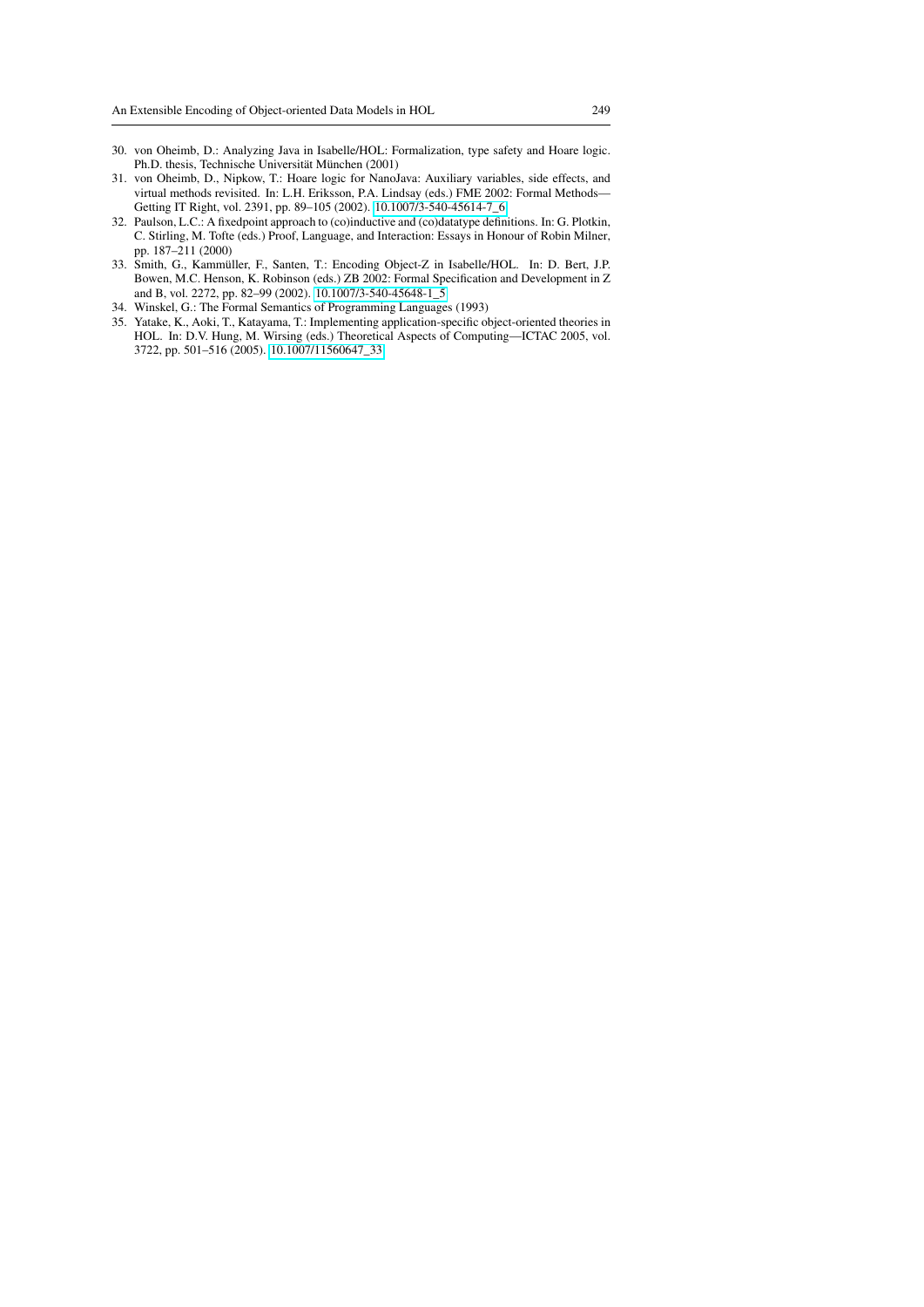30. von Oheimb, D.: Analyzing Java in Isabelle/HOL: Formalization, type safety and Hoare logic. Ph.D. thesis, Technische Universität München (2001)
31. von Oheimb, D., Nipkow, T.: Hoare logic for NanoJava: Auxiliary variables, side effects, and virtual methods revisited. In: L.H. Eriksson, P.A. Lindsay (eds.) FME 2002: Formal Methods—Getting IT Right, vol. 2391, pp. 89–105 (2002). 10.1007/3-540-45614-7_6
32. Paulson, L.C.: A fixedpoint approach to (co)inductive and (co)datatype definitions. In: G. Plotkin, C. Stirling, M. Tofte (eds.) Proof, Language, and Interaction: Essays in Honour of Robin Milner, pp. 187–211 (2000)
33. Smith, G., Kammüller, F., Santen, T.: Encoding Object-Z in Isabelle/HOL. In: D. Bert, J.P. Bowen, M.C. Henson, K. Robinson (eds.) ZB 2002: Formal Specification and Development in Z and B, vol. 2272, pp. 82–99 (2002). 10.1007/3-540-45648-1_5
34. Winskel, G.: The Formal Semantics of Programming Languages (1993)
35. Yatake, K., Aoki, T., Katayama, T.: Implementing application-specific object-oriented theories in HOL. In: D.V. Hung, M. Wirsing (eds.) Theoretical Aspects of Computing—ICTAC 2005, vol. 3722, pp. 501–516 (2005). 10.1007/11560647_33